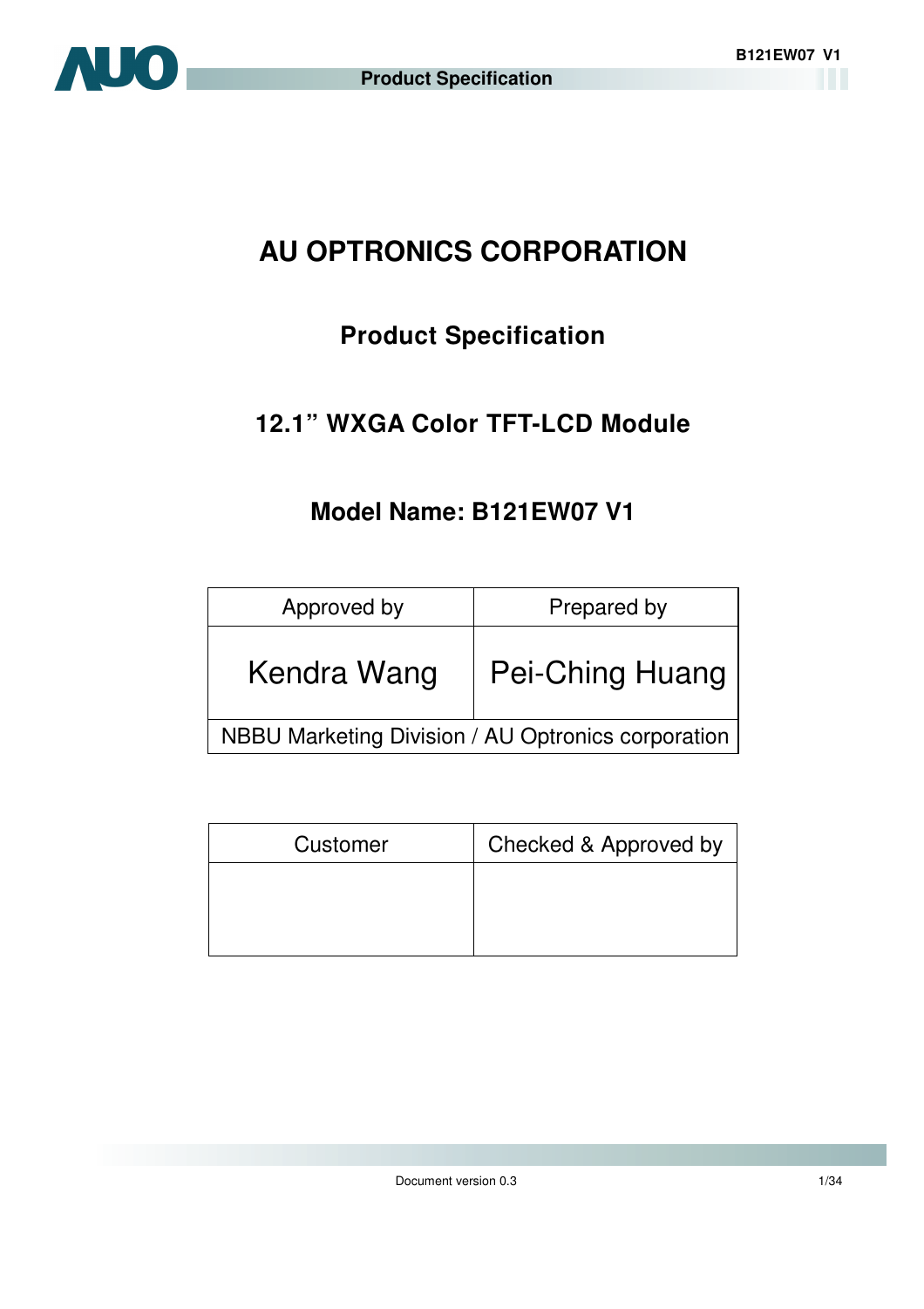# AU OPTRONICS CORPORATION

## Product Specification

## 12.1" WXGA Color TFT-LCD Module

## Model Name: B121EW07 V1

| Approved by | Prepared by |
|---|---|
| Kendra Wang | Pei-Ching Huang |
| NBBU Marketing Division / AU Optronics corporation | |

| Customer | Checked & Approved by |
|---|---|
| | |

Document version 0.3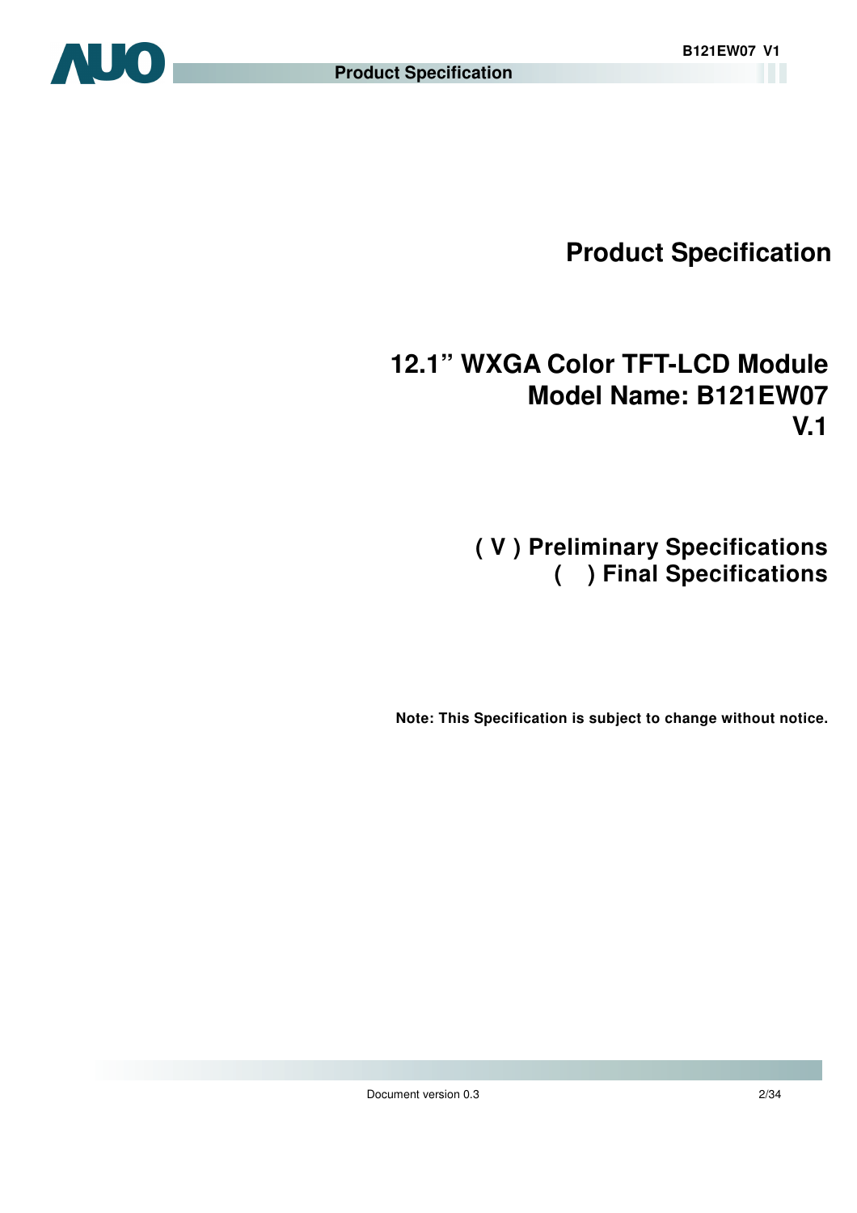# Product Specification

## 12.1" WXGA Color TFT-LCD Module
## Model Name: B121EW07
## V.1

**( V ) Preliminary Specifications**
**(   ) Final Specifications**

**Note: This Specification is subject to change without notice.**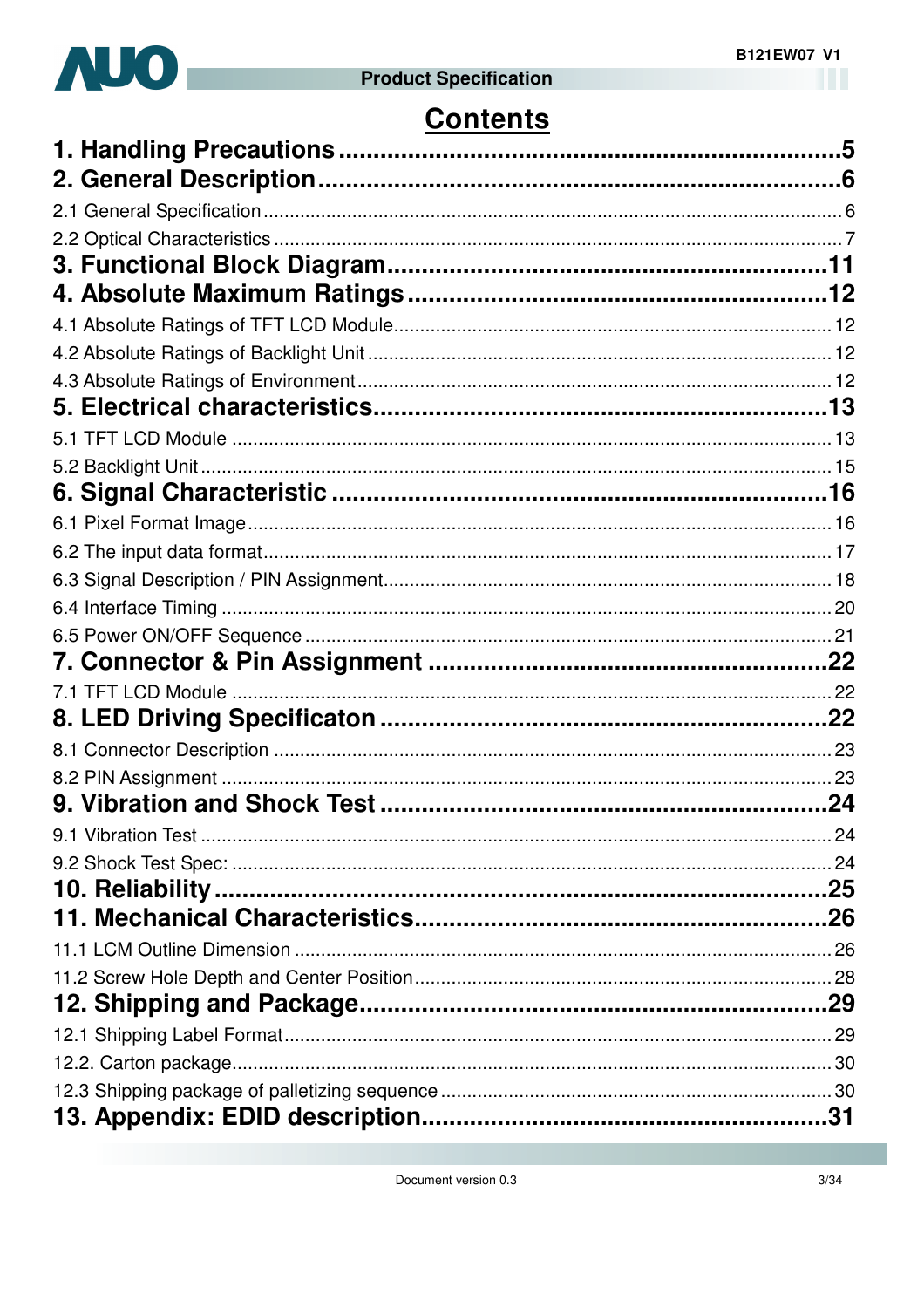# Contents

**1. Handling Precautions** ........................................................ **5**

**2. General Description** ........................................................ **6**

2.1 General Specification ........................................................ 6

2.2 Optical Characteristics ........................................................ 7

**3. Functional Block Diagram** ........................................................ **11**

**4. Absolute Maximum Ratings** ........................................................ **12**

4.1 Absolute Ratings of TFT LCD Module ........................................................ 12

4.2 Absolute Ratings of Backlight Unit ........................................................ 12

4.3 Absolute Ratings of Environment ........................................................ 12

**5. Electrical characteristics** ........................................................ **13**

5.1 TFT LCD Module ........................................................ 13

5.2 Backlight Unit ........................................................ 15

**6. Signal Characteristic** ........................................................ **16**

6.1 Pixel Format Image ........................................................ 16

6.2 The input data format ........................................................ 17

6.3 Signal Description / PIN Assignment ........................................................ 18

6.4 Interface Timing ........................................................ 20

6.5 Power ON/OFF Sequence ........................................................ 21

**7. Connector & Pin Assignment** ........................................................ **22**

7.1 TFT LCD Module ........................................................ 22

**8. LED Driving Specificaton** ........................................................ **22**

8.1 Connector Description ........................................................ 23

8.2 PIN Assignment ........................................................ 23

**9. Vibration and Shock Test** ........................................................ **24**

9.1 Vibration Test ........................................................ 24

9.2 Shock Test Spec: ........................................................ 24

**10. Reliability** ........................................................ **25**

**11. Mechanical Characteristics** ........................................................ **26**

11.1 LCM Outline Dimension ........................................................ 26

11.2 Screw Hole Depth and Center Position ........................................................ 28

**12. Shipping and Package** ........................................................ **29**

12.1 Shipping Label Format ........................................................ 29

12.2. Carton package ........................................................ 30

12.3 Shipping package of palletizing sequence ........................................................ 30

**13. Appendix: EDID description** ........................................................ **31**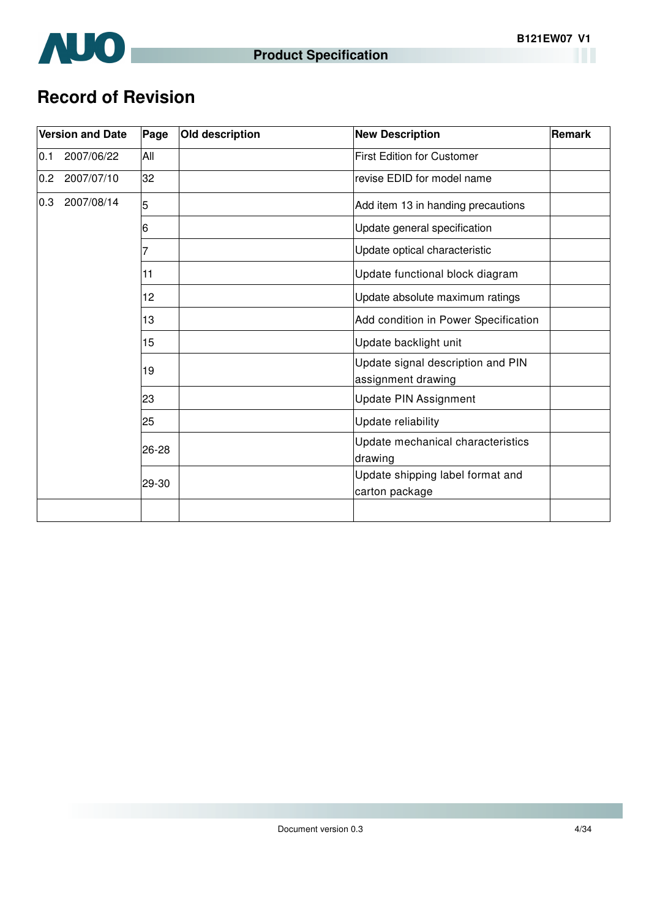# Record of Revision

| Version and Date | Page | Old description | New Description | Remark |
|---|---|---|---|---|
| 0.1 2007/06/22 | All | | First Edition for Customer | |
| 0.2 2007/07/10 | 32 | | revise EDID for model name | |
| 0.3 2007/08/14 | 5 | | Add item 13 in handing precautions | |
| | 6 | | Update general specification | |
| | 7 | | Update optical characteristic | |
| | 11 | | Update functional block diagram | |
| | 12 | | Update absolute maximum ratings | |
| | 13 | | Add condition in Power Specification | |
| | 15 | | Update backlight unit | |
| | 19 | | Update signal description and PIN assignment drawing | |
| | 23 | | Update PIN Assignment | |
| | 25 | | Update reliability | |
| | 26-28 | | Update mechanical characteristics drawing | |
| | 29-30 | | Update shipping label format and carton package | |
| | | | | |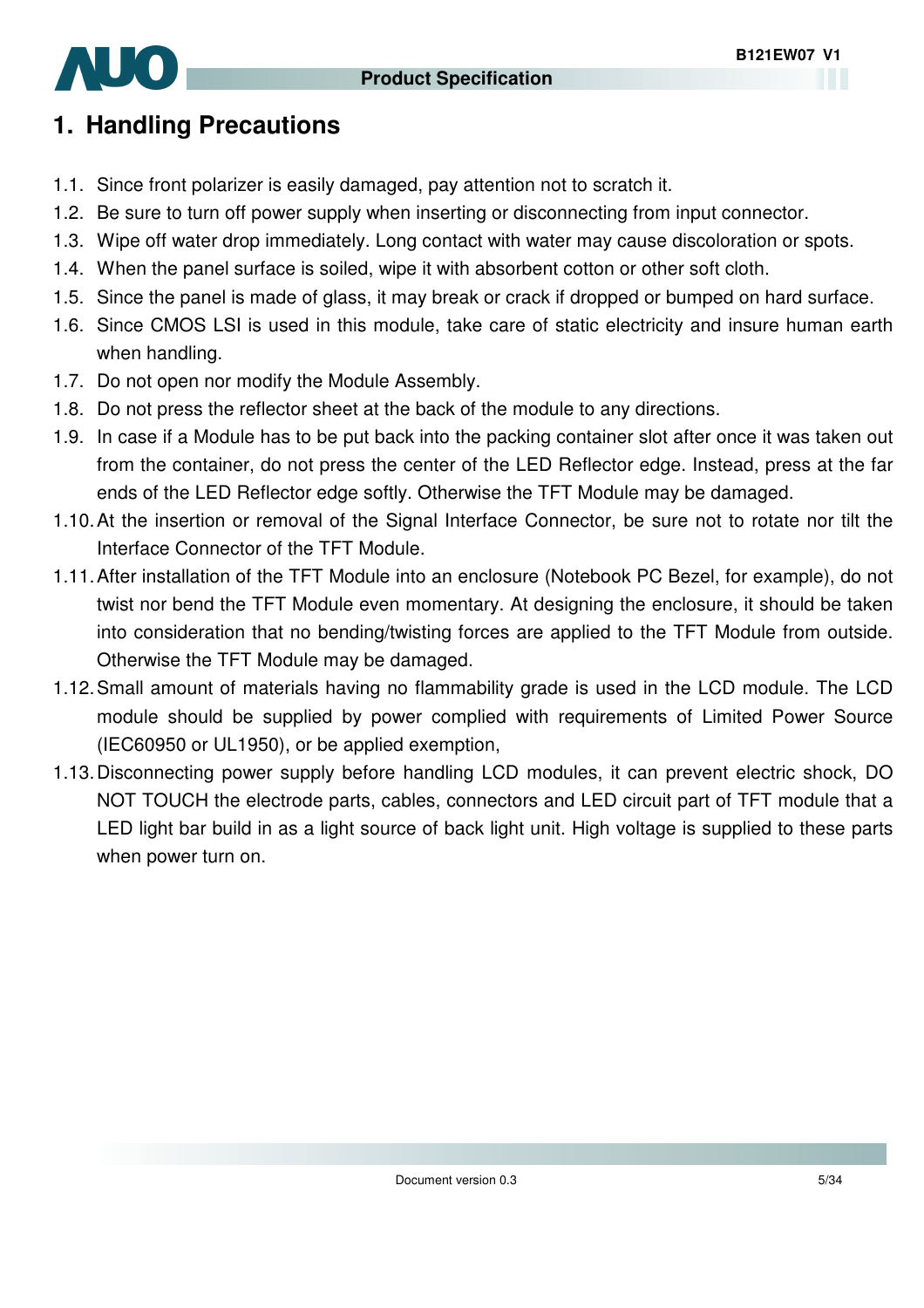# 1. Handling Precautions

1.1. Since front polarizer is easily damaged, pay attention not to scratch it.

1.2. Be sure to turn off power supply when inserting or disconnecting from input connector.

1.3. Wipe off water drop immediately. Long contact with water may cause discoloration or spots.

1.4. When the panel surface is soiled, wipe it with absorbent cotton or other soft cloth.

1.5. Since the panel is made of glass, it may break or crack if dropped or bumped on hard surface.

1.6. Since CMOS LSI is used in this module, take care of static electricity and insure human earth when handling.

1.7. Do not open nor modify the Module Assembly.

1.8. Do not press the reflector sheet at the back of the module to any directions.

1.9. In case if a Module has to be put back into the packing container slot after once it was taken out from the container, do not press the center of the LED Reflector edge. Instead, press at the far ends of the LED Reflector edge softly. Otherwise the TFT Module may be damaged.

1.10. At the insertion or removal of the Signal Interface Connector, be sure not to rotate nor tilt the Interface Connector of the TFT Module.

1.11. After installation of the TFT Module into an enclosure (Notebook PC Bezel, for example), do not twist nor bend the TFT Module even momentary. At designing the enclosure, it should be taken into consideration that no bending/twisting forces are applied to the TFT Module from outside. Otherwise the TFT Module may be damaged.

1.12. Small amount of materials having no flammability grade is used in the LCD module. The LCD module should be supplied by power complied with requirements of Limited Power Source (IEC60950 or UL1950), or be applied exemption,

1.13. Disconnecting power supply before handling LCD modules, it can prevent electric shock, DO NOT TOUCH the electrode parts, cables, connectors and LED circuit part of TFT module that a LED light bar build in as a light source of back light unit. High voltage is supplied to these parts when power turn on.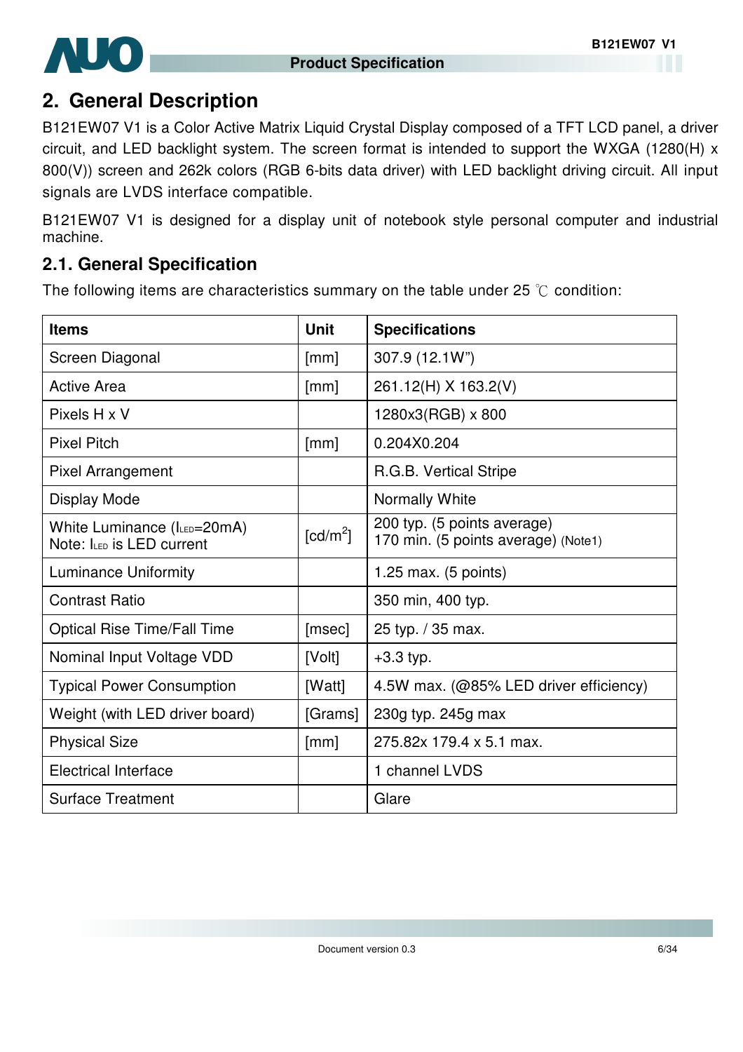## 2. General Description

B121EW07 V1 is a Color Active Matrix Liquid Crystal Display composed of a TFT LCD panel, a driver circuit, and LED backlight system. The screen format is intended to support the WXGA (1280(H) x 800(V)) screen and 262k colors (RGB 6-bits data driver) with LED backlight driving circuit. All input signals are LVDS interface compatible.

B121EW07 V1 is designed for a display unit of notebook style personal computer and industrial machine.

### 2.1. General Specification

The following items are characteristics summary on the table under 25 ℃ condition:

| Items | Unit | Specifications |
|---|---|---|
| Screen Diagonal | [mm] | 307.9 (12.1W") |
| Active Area | [mm] | 261.12(H) X 163.2(V) |
| Pixels H x V | | 1280x3(RGB) x 800 |
| Pixel Pitch | [mm] | 0.204X0.204 |
| Pixel Arrangement | | R.G.B. Vertical Stripe |
| Display Mode | | Normally White |
| White Luminance ($I_{LED}$=20mA)<br>Note: $I_{LED}$ is LED current | [cd/m$^2$] | 200 typ. (5 points average)<br>170 min. (5 points average) (Note1) |
| Luminance Uniformity | | 1.25 max. (5 points) |
| Contrast Ratio | | 350 min, 400 typ. |
| Optical Rise Time/Fall Time | [msec] | 25 typ. / 35 max. |
| Nominal Input Voltage VDD | [Volt] | +3.3 typ. |
| Typical Power Consumption | [Watt] | 4.5W max. (@85% LED driver efficiency) |
| Weight (with LED driver board) | [Grams] | 230g typ. 245g max |
| Physical Size | [mm] | 275.82x 179.4 x 5.1 max. |
| Electrical Interface | | 1 channel LVDS |
| Surface Treatment | | Glare |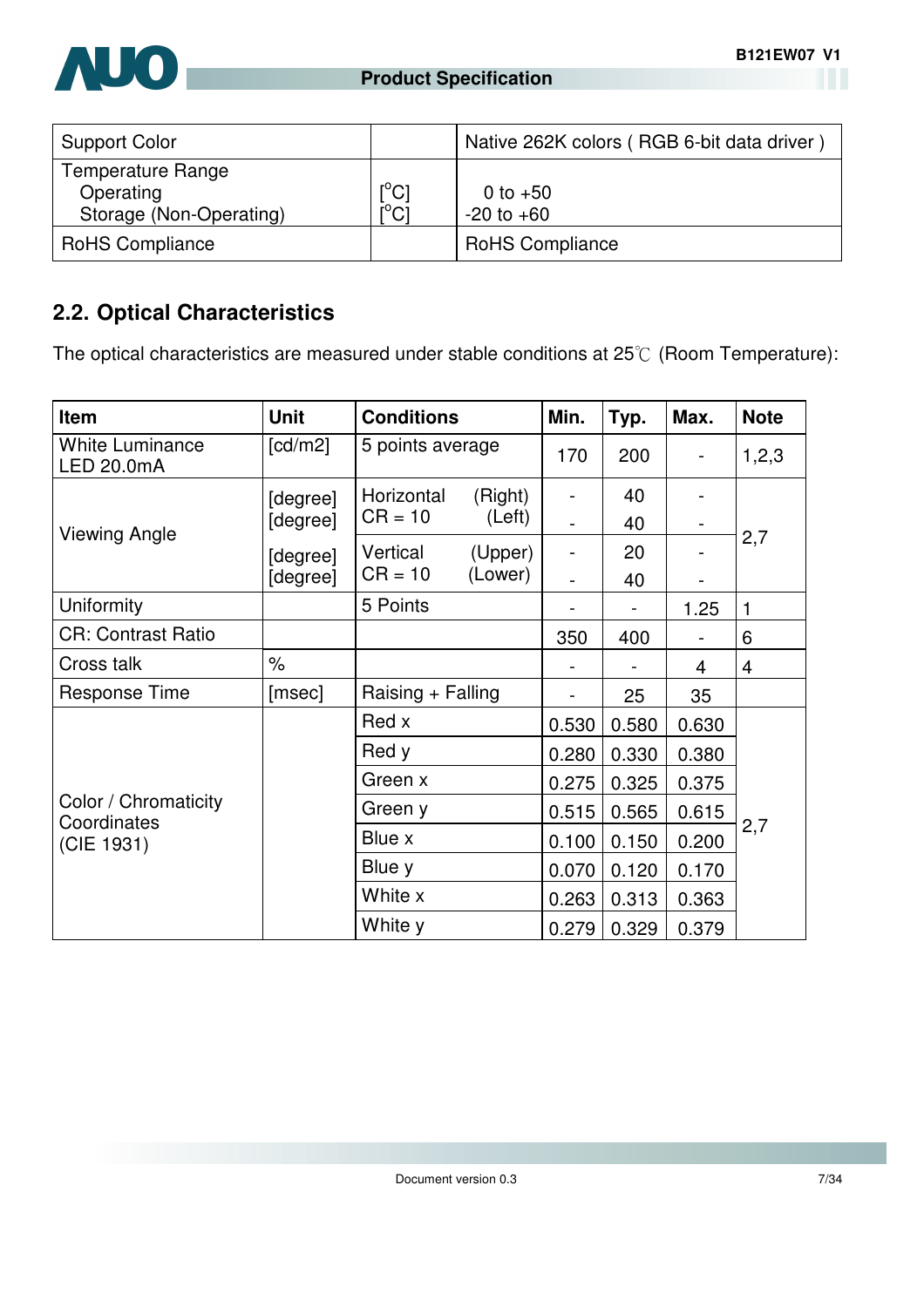| Support Color | | Native 262K colors ( RGB 6-bit data driver ) |
|---|---|---|
| Temperature Range<br>Operating<br>Storage (Non-Operating) | <br>[$^o$C]<br>[$^o$C] | <br>0 to +50<br>-20 to +60 |
| RoHS Compliance | | RoHS Compliance |

## 2.2. Optical Characteristics

The optical characteristics are measured under stable conditions at 25℃ (Room Temperature):

| Item | Unit | Conditions | | Min. | Typ. | Max. | Note |
|---|---|---|---|---|---|---|---|
| White Luminance<br>LED 20.0mA | [cd/m2] | 5 points average | | 170 | 200 | - | 1,2,3 |
| Viewing Angle | [degree] | Horizontal<br>CR = 10 | (Right) | - | 40 | - | 2,7 |
| | [degree] | | (Left) | - | 40 | - | |
| | [degree] | Vertical<br>CR = 10 | (Upper) | - | 20 | - | |
| | [degree] | | (Lower) | - | 40 | - | |
| Uniformity | | 5 Points | | - | - | 1.25 | 1 |
| CR: Contrast Ratio | | | | 350 | 400 | - | 6 |
| Cross talk | % | | | - | - | 4 | 4 |
| Response Time | [msec] | Raising + Falling | | - | 25 | 35 | |
| Color / Chromaticity Coordinates (CIE 1931) | | Red x | | 0.530 | 0.580 | 0.630 | 2,7 |
| | | Red y | | 0.280 | 0.330 | 0.380 | |
| | | Green x | | 0.275 | 0.325 | 0.375 | |
| | | Green y | | 0.515 | 0.565 | 0.615 | |
| | | Blue x | | 0.100 | 0.150 | 0.200 | |
| | | Blue y | | 0.070 | 0.120 | 0.170 | |
| | | White x | | 0.263 | 0.313 | 0.363 | |
| | | White y | | 0.279 | 0.329 | 0.379 | |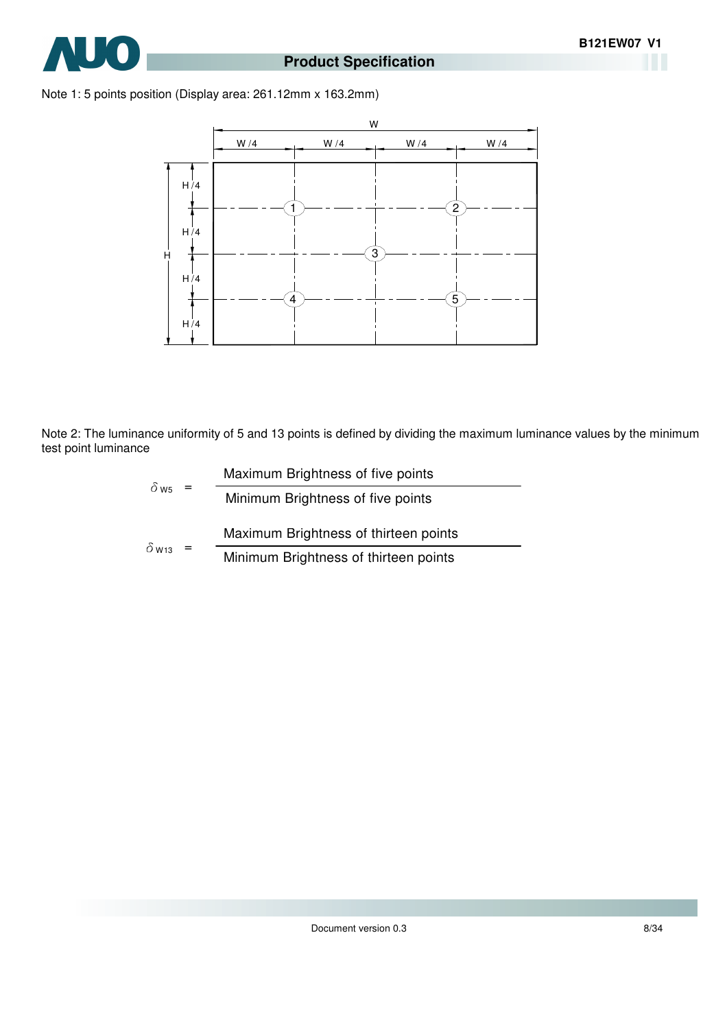Note 1: 5 points position (Display area: 261.12mm x 163.2mm)

Note 2: The luminance uniformity of 5 and 13 points is defined by dividing the maximum luminance values by the minimum test point luminance

$$\delta_{W5} = \frac{\text{Maximum Brightness of five points}}{\text{Minimum Brightness of five points}}$$

$$\delta_{W13} = \frac{\text{Maximum Brightness of thirteen points}}{\text{Minimum Brightness of thirteen points}}$$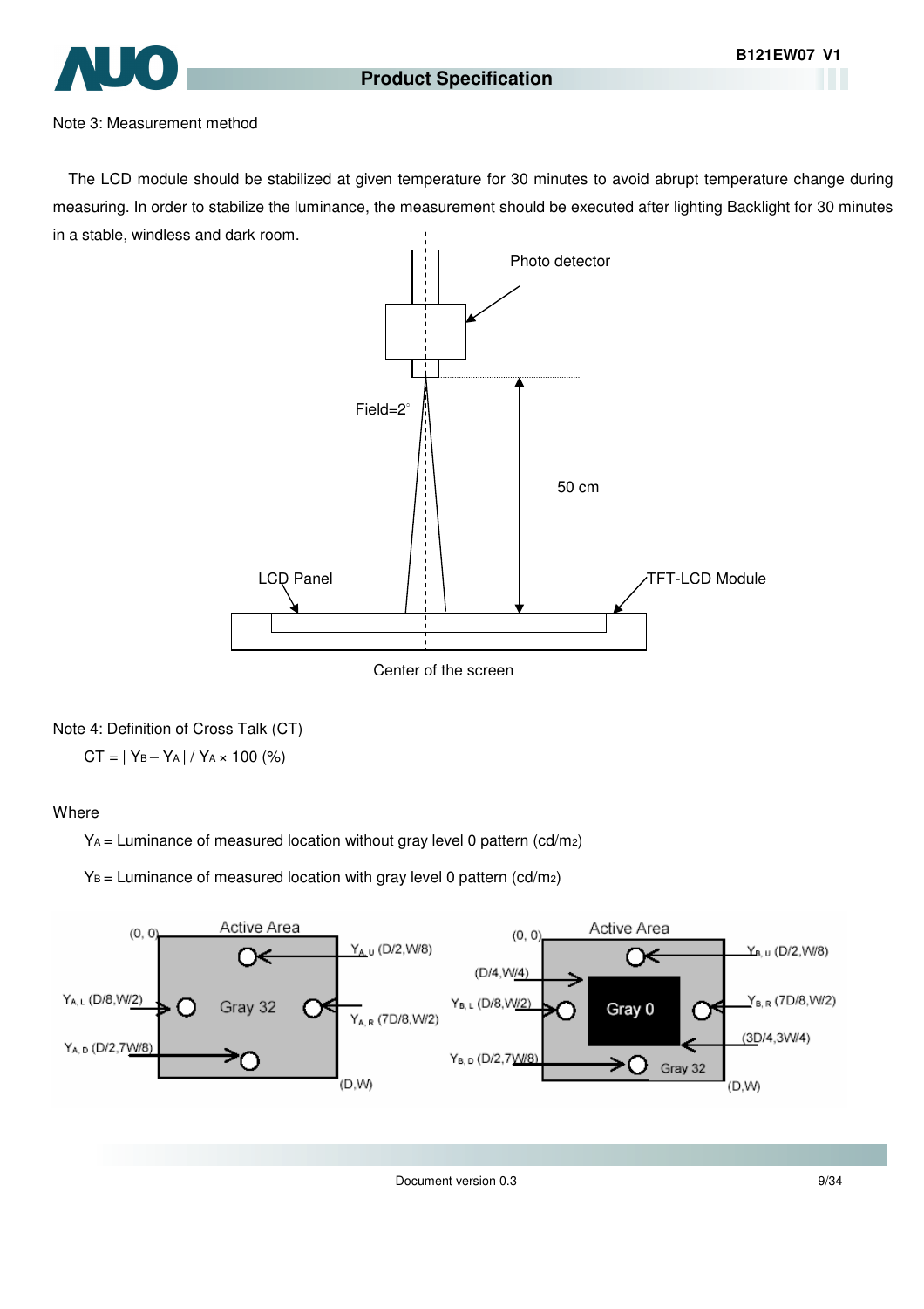Note 3: Measurement method

The LCD module should be stabilized at given temperature for 30 minutes to avoid abrupt temperature change during measuring. In order to stabilize the luminance, the measurement should be executed after lighting Backlight for 30 minutes in a stable, windless and dark room.

Photo detector

Field=2°

50 cm

LCD Panel

TFT-LCD Module

Center of the screen

Note 4: Definition of Cross Talk (CT)

$CT = | Y_B - Y_A | / Y_A \times 100$ (%)

Where

$Y_A$ = Luminance of measured location without gray level 0 pattern (cd/m2)

$Y_B$ = Luminance of measured location with gray level 0 pattern (cd/m2)

Active Area (0, 0) — Gray 32 — $Y_{A,U}$ (D/2,W/8), $Y_{A,L}$ (D/8,W/2), $Y_{A,R}$ (7D/8,W/2), $Y_{A,D}$ (D/2,7W/8) — (D,W)

Active Area (0, 0) — Gray 0 window from (D/4,W/4) to (3D/4,3W/4) on Gray 32 — $Y_{B,U}$ (D/2,W/8), $Y_{B,L}$ (D/8,W/2), $Y_{B,R}$ (7D/8,W/2), $Y_{B,D}$ (D/2,7W/8) — (D,W)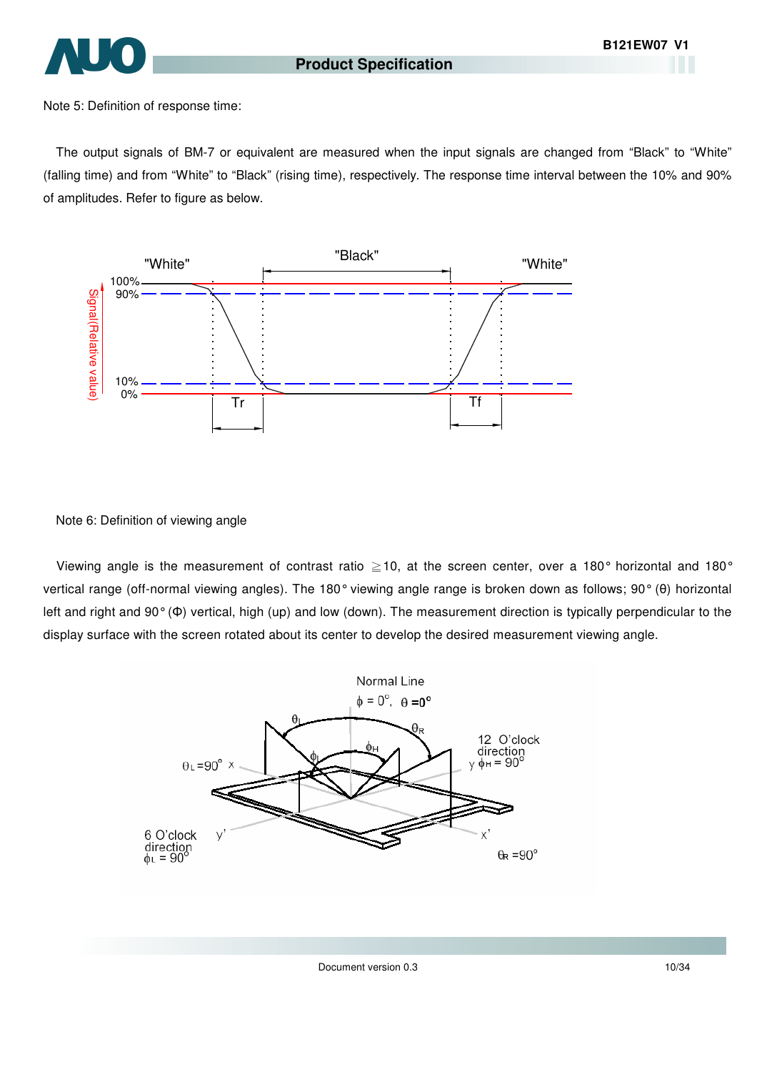Note 5: Definition of response time:

The output signals of BM-7 or equivalent are measured when the input signals are changed from “Black” to “White” (falling time) and from “White” to “Black” (rising time), respectively. The response time interval between the 10% and 90% of amplitudes. Refer to figure as below.

Note 6: Definition of viewing angle

Viewing angle is the measurement of contrast ratio ≧10, at the screen center, over a 180° horizontal and 180° vertical range (off-normal viewing angles). The 180° viewing angle range is broken down as follows; 90° (θ) horizontal left and right and 90° (Φ) vertical, high (up) and low (down). The measurement direction is typically perpendicular to the display surface with the screen rotated about its center to develop the desired measurement viewing angle.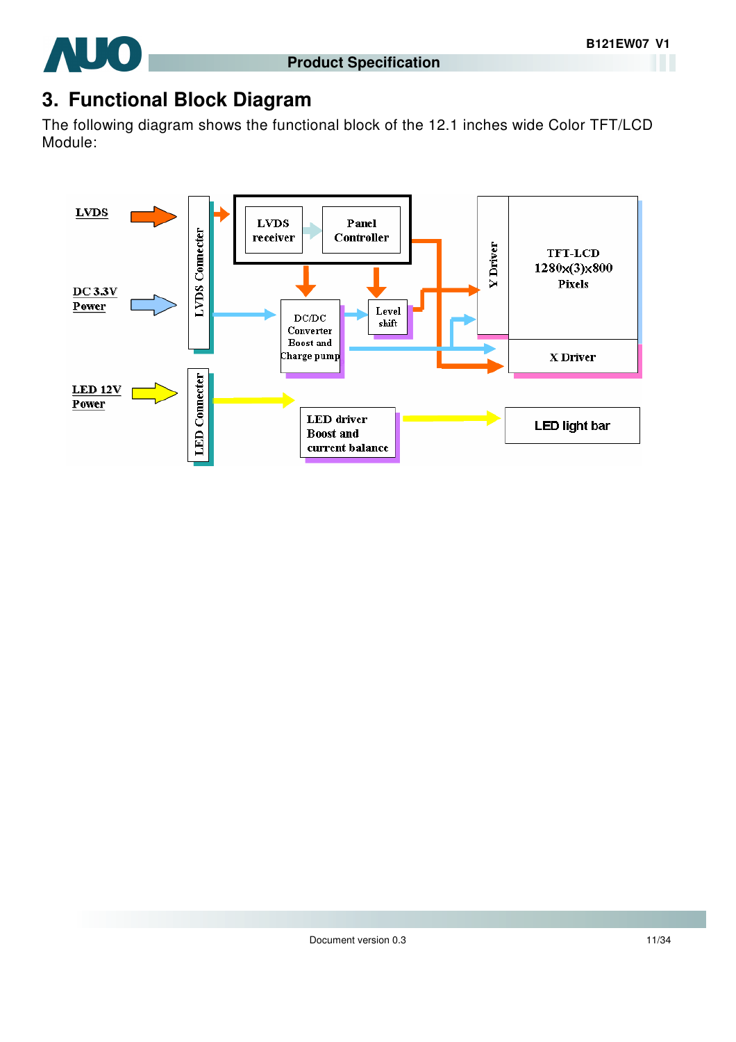# 3. Functional Block Diagram

The following diagram shows the functional block of the 12.1 inches wide Color TFT/LCD Module:

LVDS

DC 3.3V Power

LED 12V Power

LVDS Connecter

LED Connecter

LVDS receiver

Panel Controller

DC/DC Converter Boost and Charge pump

Level shift

Y Driver

TFT-LCD 1280x(3)x800 Pixels

X Driver

LED driver Boost and current balance

LED light bar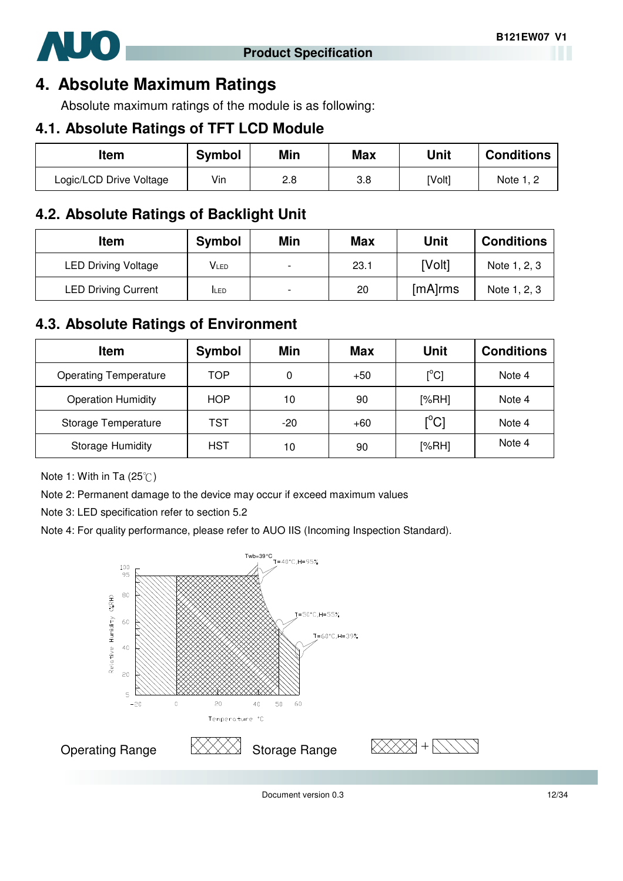# 4. Absolute Maximum Ratings

Absolute maximum ratings of the module is as following:

## 4.1. Absolute Ratings of TFT LCD Module

| Item | Symbol | Min | Max | Unit | Conditions |
|---|---|---|---|---|---|
| Logic/LCD Drive Voltage | Vin | 2.8 | 3.8 | [Volt] | Note 1, 2 |

## 4.2. Absolute Ratings of Backlight Unit

| Item | Symbol | Min | Max | Unit | Conditions |
|---|---|---|---|---|---|
| LED Driving Voltage | $V_{LED}$ | - | 23.1 | [Volt] | Note 1, 2, 3 |
| LED Driving Current | $I_{LED}$ | - | 20 | [mA]rms | Note 1, 2, 3 |

## 4.3. Absolute Ratings of Environment

| Item | Symbol | Min | Max | Unit | Conditions |
|---|---|---|---|---|---|
| Operating Temperature | TOP | 0 | +50 | [°C] | Note 4 |
| Operation Humidity | HOP | 10 | 90 | [%RH] | Note 4 |
| Storage Temperature | TST | -20 | +60 | [°C] | Note 4 |
| Storage Humidity | HST | 10 | 90 | [%RH] | Note 4 |

Note 1: With in Ta (25℃)

Note 2: Permanent damage to the device may occur if exceed maximum values

Note 3: LED specification refer to section 5.2

Note 4: For quality performance, please refer to AUO IIS (Incoming Inspection Standard).

Twb=39°C
T=40°C,H=95%
T=50°C,H=55%
T=60°C,H=39%

Relative Humidity (%RH)

Temperature °C

Operating Range

Storage Range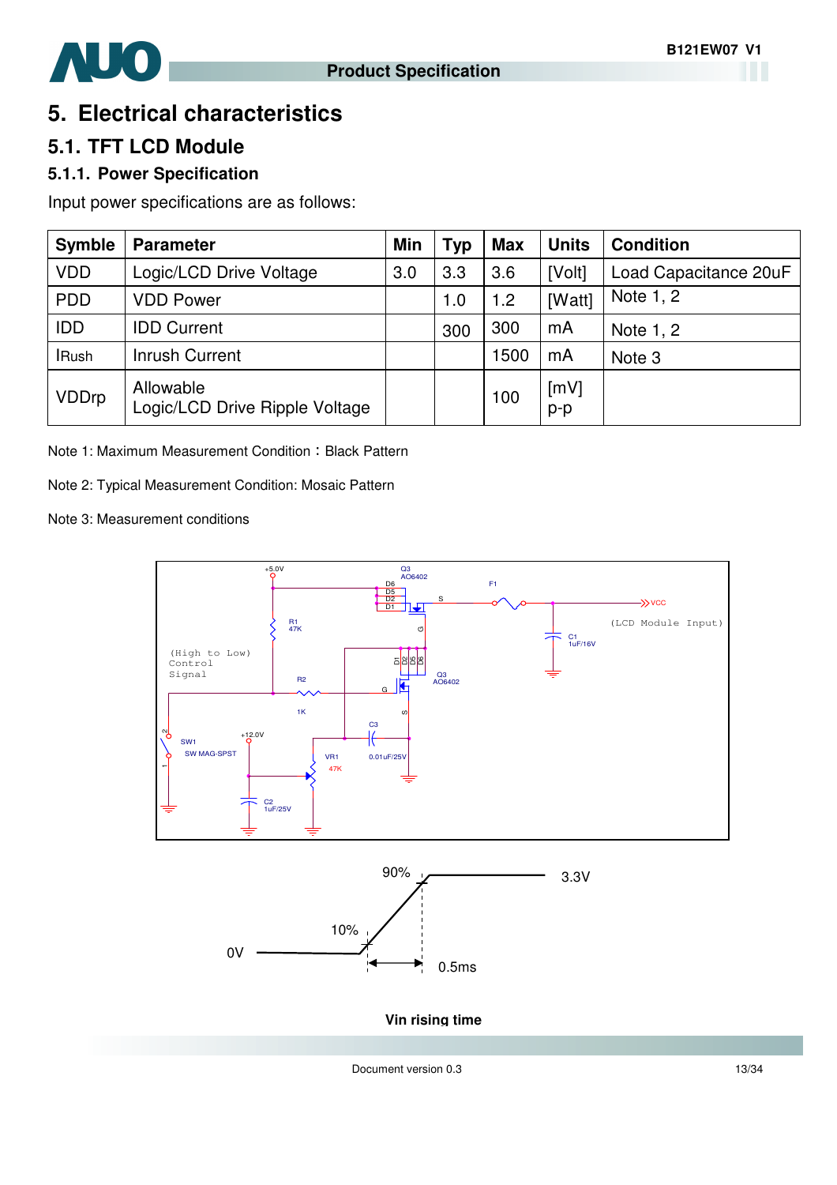# 5. Electrical characteristics

## 5.1. TFT LCD Module

### 5.1.1. Power Specification

Input power specifications are as follows:

| Symble | Parameter | Min | Typ | Max | Units | Condition |
|---|---|---|---|---|---|---|
| VDD | Logic/LCD Drive Voltage | 3.0 | 3.3 | 3.6 | [Volt] | Load Capacitance 20uF |
| PDD | VDD Power | | 1.0 | 1.2 | [Watt] | Note 1, 2 |
| IDD | IDD Current | | 300 | 300 | mA | Note 1, 2 |
| IRush | Inrush Current | | | 1500 | mA | Note 3 |
| VDDrp | Allowable Logic/LCD Drive Ripple Voltage | | | 100 | [mV] p-p | |

Note 1: Maximum Measurement Condition：Black Pattern

Note 2: Typical Measurement Condition: Mosaic Pattern

Note 3: Measurement conditions

**Vin rising time**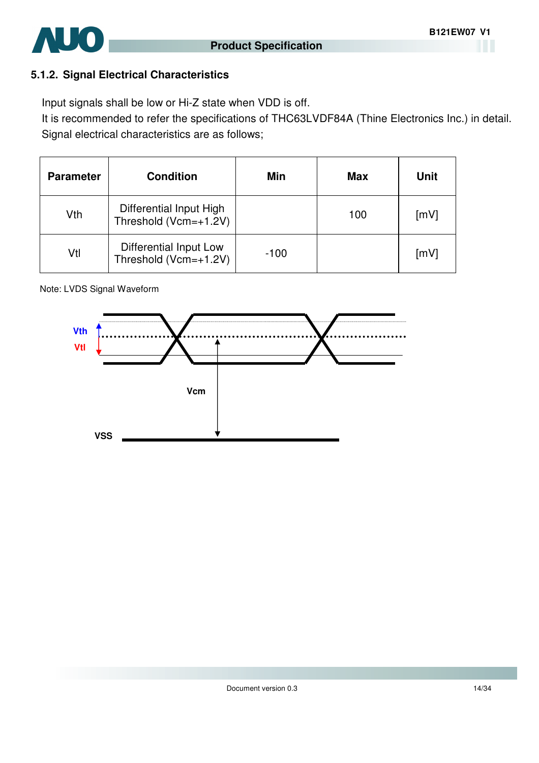### 5.1.2. Signal Electrical Characteristics

Input signals shall be low or Hi-Z state when VDD is off.
It is recommended to refer the specifications of THC63LVDF84A (Thine Electronics Inc.) in detail.
Signal electrical characteristics are as follows;

| Parameter | Condition | Min | Max | Unit |
|---|---|---|---|---|
| Vth | Differential Input High Threshold (Vcm=+1.2V) | | 100 | [mV] |
| Vtl | Differential Input Low Threshold (Vcm=+1.2V) | -100 | | [mV] |

Note: LVDS Signal Waveform

Vth
Vtl
Vcm
VSS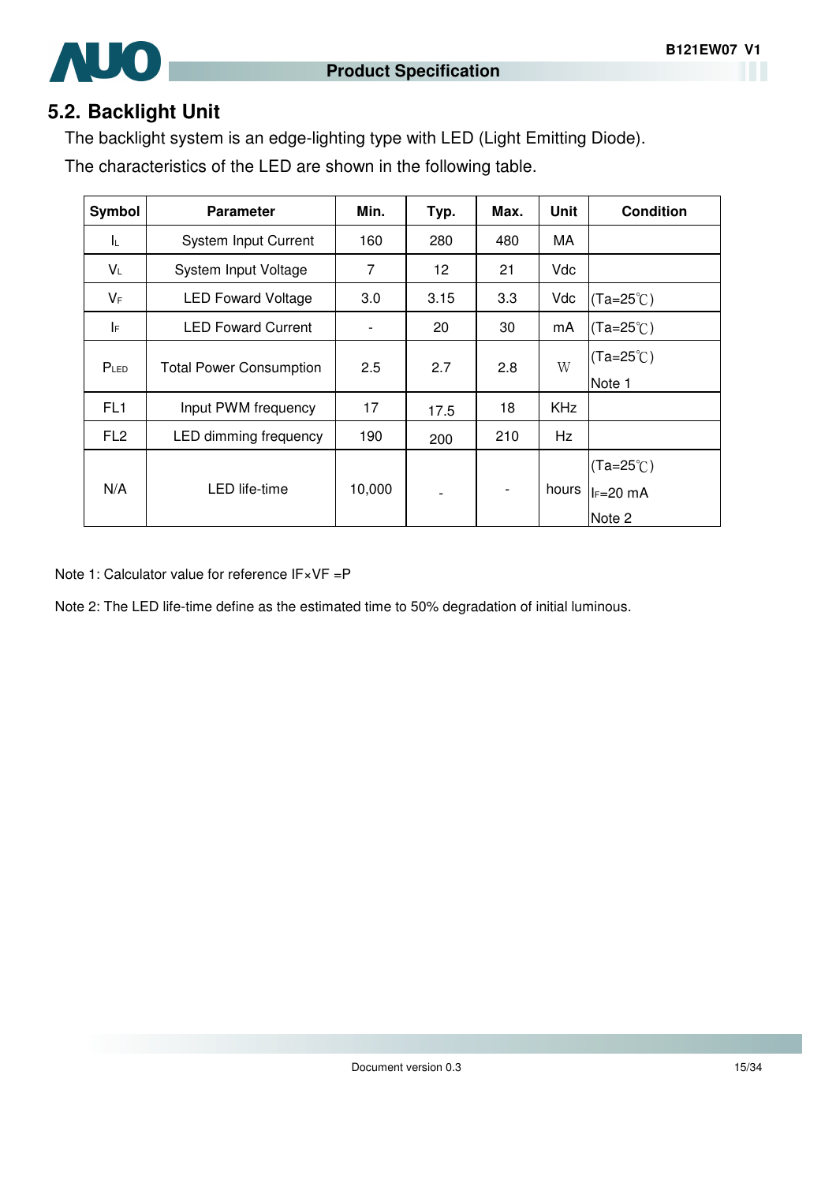## 5.2. Backlight Unit

The backlight system is an edge-lighting type with LED (Light Emitting Diode).

The characteristics of the LED are shown in the following table.

| Symbol | Parameter | Min. | Typ. | Max. | Unit | Condition |
|---|---|---|---|---|---|---|
| $I_L$ | System Input Current | 160 | 280 | 480 | MA | |
| $V_L$ | System Input Voltage | 7 | 12 | 21 | Vdc | |
| $V_F$ | LED Foward Voltage | 3.0 | 3.15 | 3.3 | Vdc | (Ta=25℃) |
| $I_F$ | LED Foward Current | - | 20 | 30 | mA | (Ta=25℃) |
| $P_{LED}$ | Total Power Consumption | 2.5 | 2.7 | 2.8 | W | (Ta=25℃) Note 1 |
| FL1 | Input PWM frequency | 17 | 17.5 | 18 | KHz | |
| FL2 | LED dimming frequency | 190 | 200 | 210 | Hz | |
| N/A | LED life-time | 10,000 | - | - | hours | (Ta=25℃) $I_F$=20 mA Note 2 |

Note 1: Calculator value for reference IF×VF =P

Note 2: The LED life-time define as the estimated time to 50% degradation of initial luminous.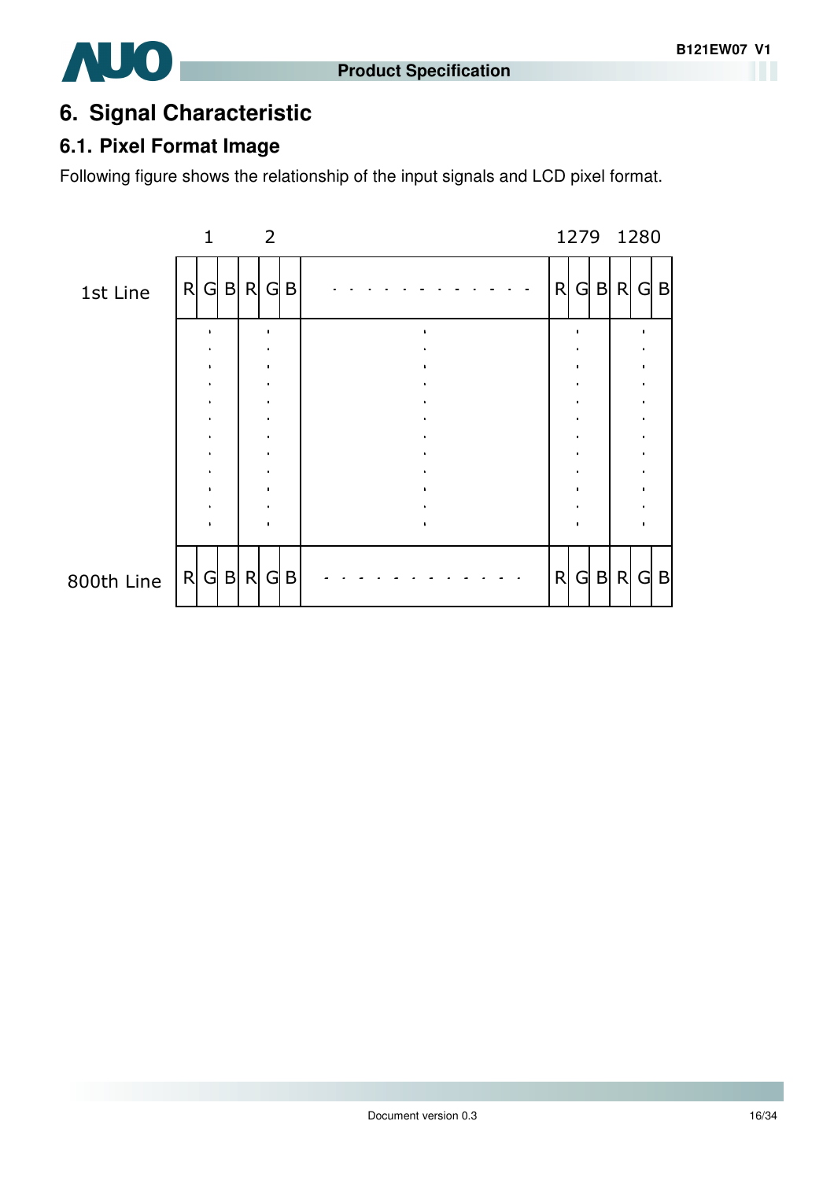# 6. Signal Characteristic

## 6.1. Pixel Format Image

Following figure shows the relationship of the input signals and LCD pixel format.

| | 1 | | | 2 | | | | 1279 | | | 1280 | | |
|---|---|---|---|---|---|---|---|---|---|---|---|---|---|
| 1st Line | R | G | B | R | G | B | - - - - - - - - - - - - | R | G | B | R | G | B |
| | | ⋮ | | | ⋮ | | ⋮ | | ⋮ | | | ⋮ | |
| 800th Line | R | G | B | R | G | B | - - - - - - - - - - - - | R | G | B | R | G | B |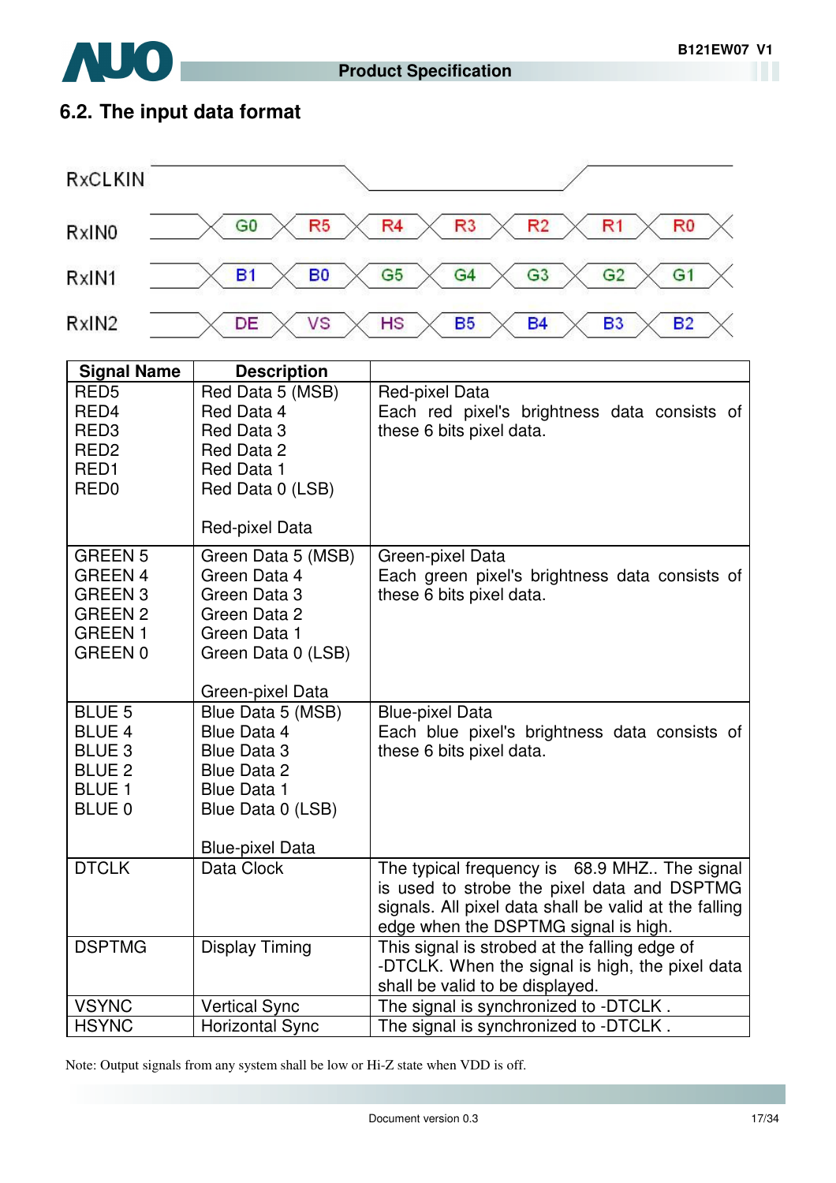## 6.2. The input data format

| RxCLKIN | | | | | | | |
|---|---|---|---|---|---|---|---|
| RxIN0 | G0 | R5 | R4 | R3 | R2 | R1 | R0 |
| RxIN1 | B1 | B0 | G5 | G4 | G3 | G2 | G1 |
| RxIN2 | DE | VS | HS | B5 | B4 | B3 | B2 |

| Signal Name | Description | |
|---|---|---|
| RED5<br>RED4<br>RED3<br>RED2<br>RED1<br>RED0 | Red Data 5 (MSB)<br>Red Data 4<br>Red Data 3<br>Red Data 2<br>Red Data 1<br>Red Data 0 (LSB)<br><br>Red-pixel Data | Red-pixel Data<br>Each red pixel's brightness data consists of these 6 bits pixel data. |
| GREEN 5<br>GREEN 4<br>GREEN 3<br>GREEN 2<br>GREEN 1<br>GREEN 0 | Green Data 5 (MSB)<br>Green Data 4<br>Green Data 3<br>Green Data 2<br>Green Data 1<br>Green Data 0 (LSB)<br><br>Green-pixel Data | Green-pixel Data<br>Each green pixel's brightness data consists of these 6 bits pixel data. |
| BLUE 5<br>BLUE 4<br>BLUE 3<br>BLUE 2<br>BLUE 1<br>BLUE 0 | Blue Data 5 (MSB)<br>Blue Data 4<br>Blue Data 3<br>Blue Data 2<br>Blue Data 1<br>Blue Data 0 (LSB)<br><br>Blue-pixel Data | Blue-pixel Data<br>Each blue pixel's brightness data consists of these 6 bits pixel data. |
| DTCLK | Data Clock | The typical frequency is 68.9 MHZ.. The signal is used to strobe the pixel data and DSPTMG signals. All pixel data shall be valid at the falling edge when the DSPTMG signal is high. |
| DSPTMG | Display Timing | This signal is strobed at the falling edge of -DTCLK. When the signal is high, the pixel data shall be valid to be displayed. |
| VSYNC | Vertical Sync | The signal is synchronized to -DTCLK . |
| HSYNC | Horizontal Sync | The signal is synchronized to -DTCLK . |

Note: Output signals from any system shall be low or Hi-Z state when VDD is off.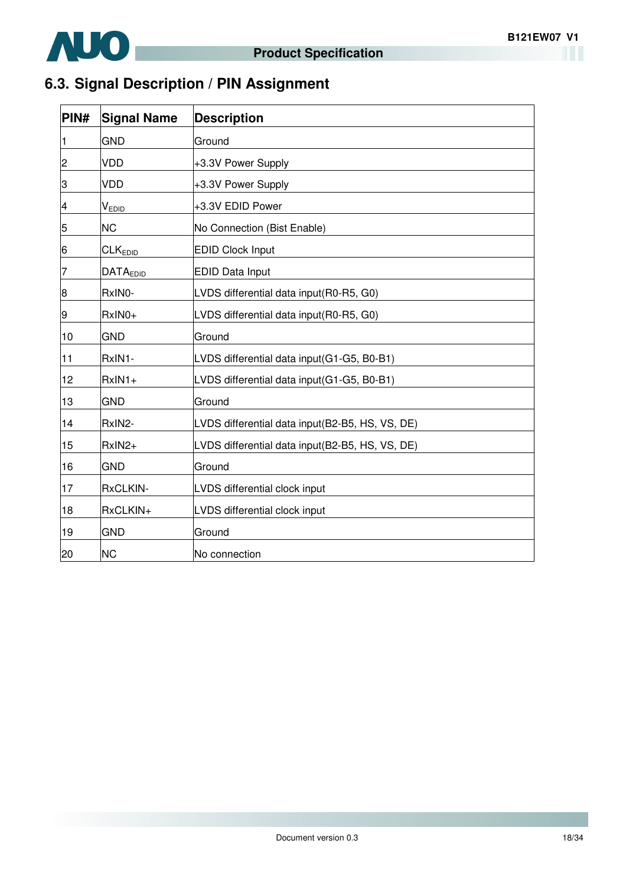## 6.3. Signal Description / PIN Assignment

| PIN# | Signal Name | Description |
|---|---|---|
| 1 | GND | Ground |
| 2 | VDD | +3.3V Power Supply |
| 3 | VDD | +3.3V Power Supply |
| 4 | $V_{EDID}$ | +3.3V EDID Power |
| 5 | NC | No Connection (Bist Enable) |
| 6 | $CLK_{EDID}$ | EDID Clock Input |
| 7 | $DATA_{EDID}$ | EDID Data Input |
| 8 | RxIN0- | LVDS differential data input(R0-R5, G0) |
| 9 | RxIN0+ | LVDS differential data input(R0-R5, G0) |
| 10 | GND | Ground |
| 11 | RxIN1- | LVDS differential data input(G1-G5, B0-B1) |
| 12 | RxIN1+ | LVDS differential data input(G1-G5, B0-B1) |
| 13 | GND | Ground |
| 14 | RxIN2- | LVDS differential data input(B2-B5, HS, VS, DE) |
| 15 | RxIN2+ | LVDS differential data input(B2-B5, HS, VS, DE) |
| 16 | GND | Ground |
| 17 | RxCLKIN- | LVDS differential clock input |
| 18 | RxCLKIN+ | LVDS differential clock input |
| 19 | GND | Ground |
| 20 | NC | No connection |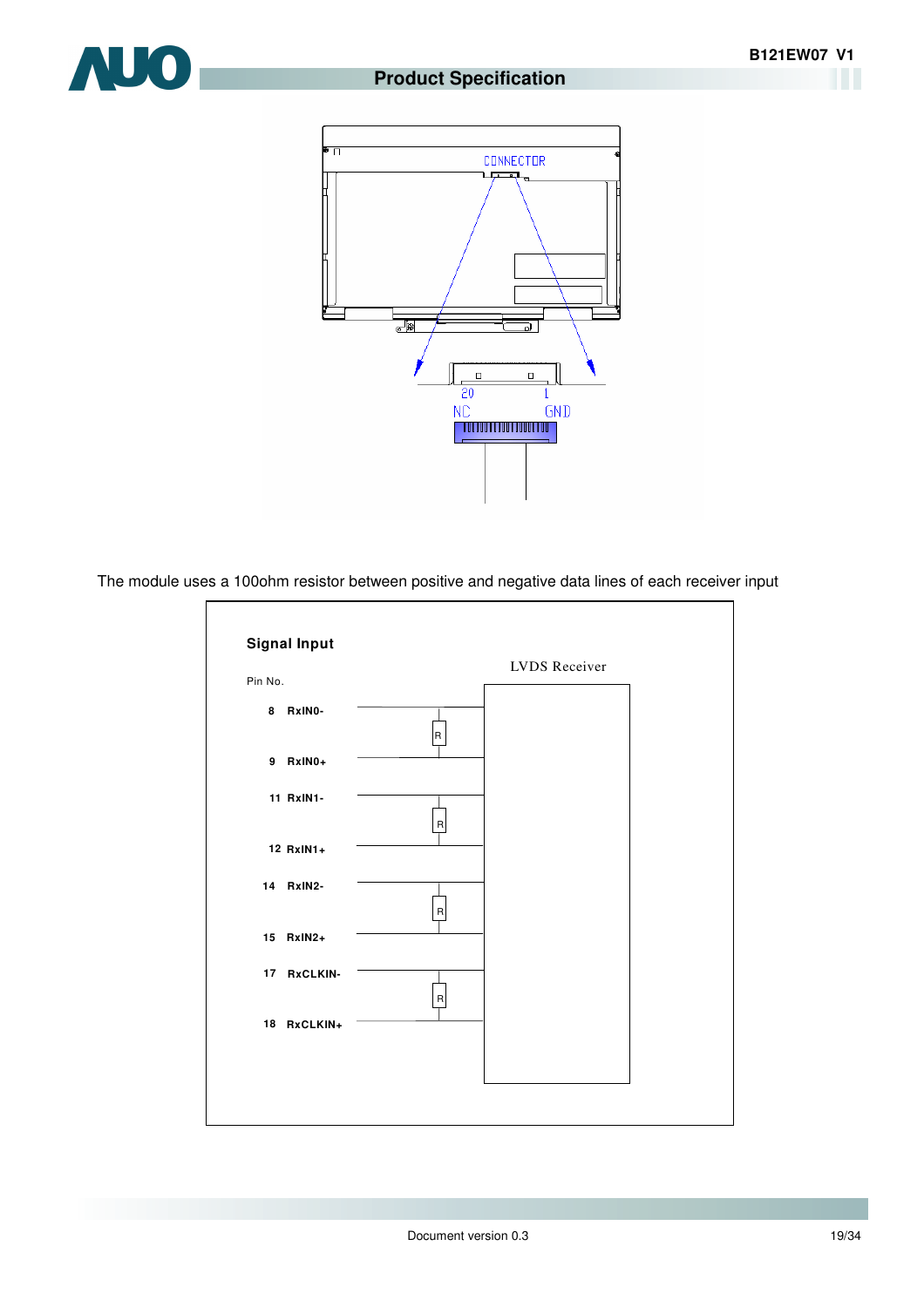CONNECTOR

20 NC　　1 GND

The module uses a 100ohm resistor between positive and negative data lines of each receiver input

**Signal Input**

LVDS Receiver

| Pin No. | Signal |
|---|---|
| 8 | RxIN0- |
| 9 | RxIN0+ |
| 11 | RxIN1- |
| 12 | RxIN1+ |
| 14 | RxIN2- |
| 15 | RxIN2+ |
| 17 | RxCLKIN- |
| 18 | RxCLKIN+ |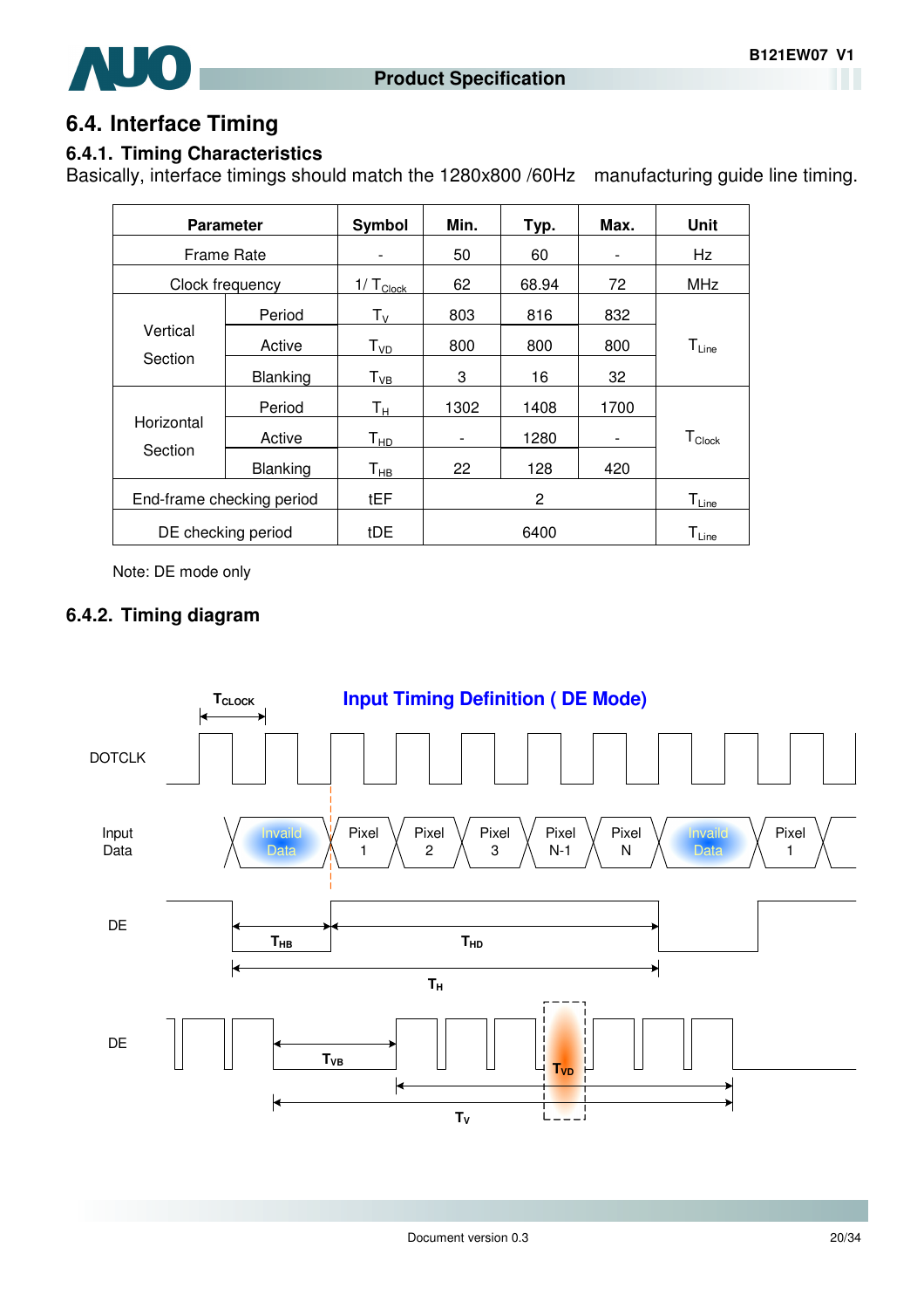## 6.4. Interface Timing

### 6.4.1. Timing Characteristics

Basically, interface timings should match the 1280x800 /60Hz manufacturing guide line timing.

| Parameter | | Symbol | Min. | Typ. | Max. | Unit |
|---|---|---|---|---|---|---|
| Frame Rate | | - | 50 | 60 | - | Hz |
| Clock frequency | | $1/T_{Clock}$ | 62 | 68.94 | 72 | MHz |
| Vertical Section | Period | $T_V$ | 803 | 816 | 832 | $T_{Line}$ |
| | Active | $T_{VD}$ | 800 | 800 | 800 | |
| | Blanking | $T_{VB}$ | 3 | 16 | 32 | |
| Horizontal Section | Period | $T_H$ | 1302 | 1408 | 1700 | $T_{Clock}$ |
| | Active | $T_{HD}$ | - | 1280 | - | |
| | Blanking | $T_{HB}$ | 22 | 128 | 420 | |
| End-frame checking period | | tEF | | 2 | | $T_{Line}$ |
| DE checking period | | tDE | | 6400 | | $T_{Line}$ |

Note: DE mode only

### 6.4.2. Timing diagram

**Input Timing Definition ( DE Mode)**

DOTCLK ($T_{CLOCK}$)

Input Data: Invaild Data, Pixel 1, Pixel 2, Pixel 3, Pixel N-1, Pixel N, Invaild Data, Pixel 1

DE: $T_{HB}$, $T_{HD}$, $T_H$

DE: $T_{VB}$, $T_{VD}$, $T_V$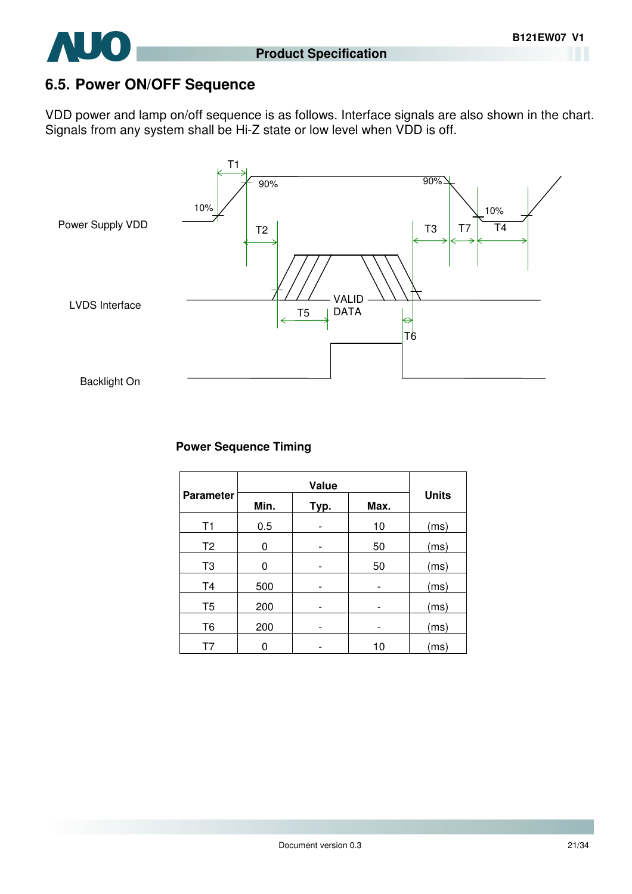## 6.5. Power ON/OFF Sequence

VDD power and lamp on/off sequence is as follows. Interface signals are also shown in the chart. Signals from any system shall be Hi-Z state or low level when VDD is off.

T1

90%

90%

10%

10%

Power Supply VDD

T2

T3

T7

T4

LVDS Interface

VALID DATA

T5

T6

Backlight On

**Power Sequence Timing**

| Parameter | Value | | | Units |
|---|---|---|---|---|
| | Min. | Typ. | Max. | |
| T1 | 0.5 | - | 10 | (ms) |
| T2 | 0 | - | 50 | (ms) |
| T3 | 0 | - | 50 | (ms) |
| T4 | 500 | - | - | (ms) |
| T5 | 200 | - | - | (ms) |
| T6 | 200 | - | - | (ms) |
| T7 | 0 | - | 10 | (ms) |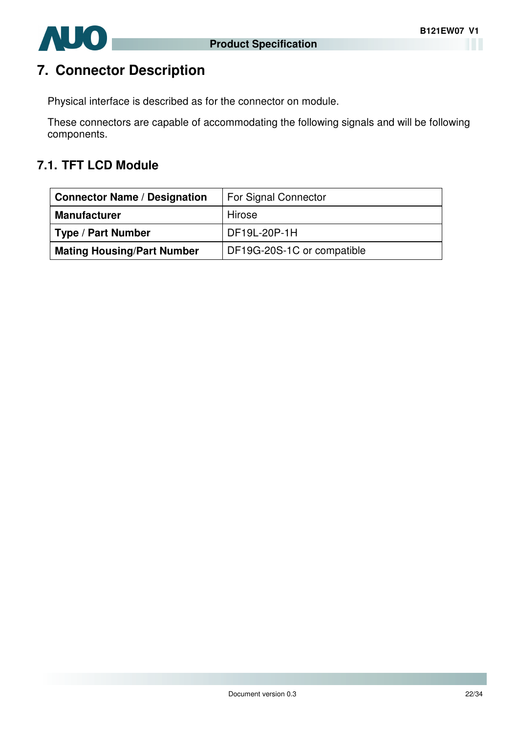# 7. Connector Description

Physical interface is described as for the connector on module.

These connectors are capable of accommodating the following signals and will be following components.

## 7.1. TFT LCD Module

| **Connector Name / Designation** | For Signal Connector |
|---|---|
| **Manufacturer** | Hirose |
| **Type / Part Number** | DF19L-20P-1H |
| **Mating Housing/Part Number** | DF19G-20S-1C or compatible |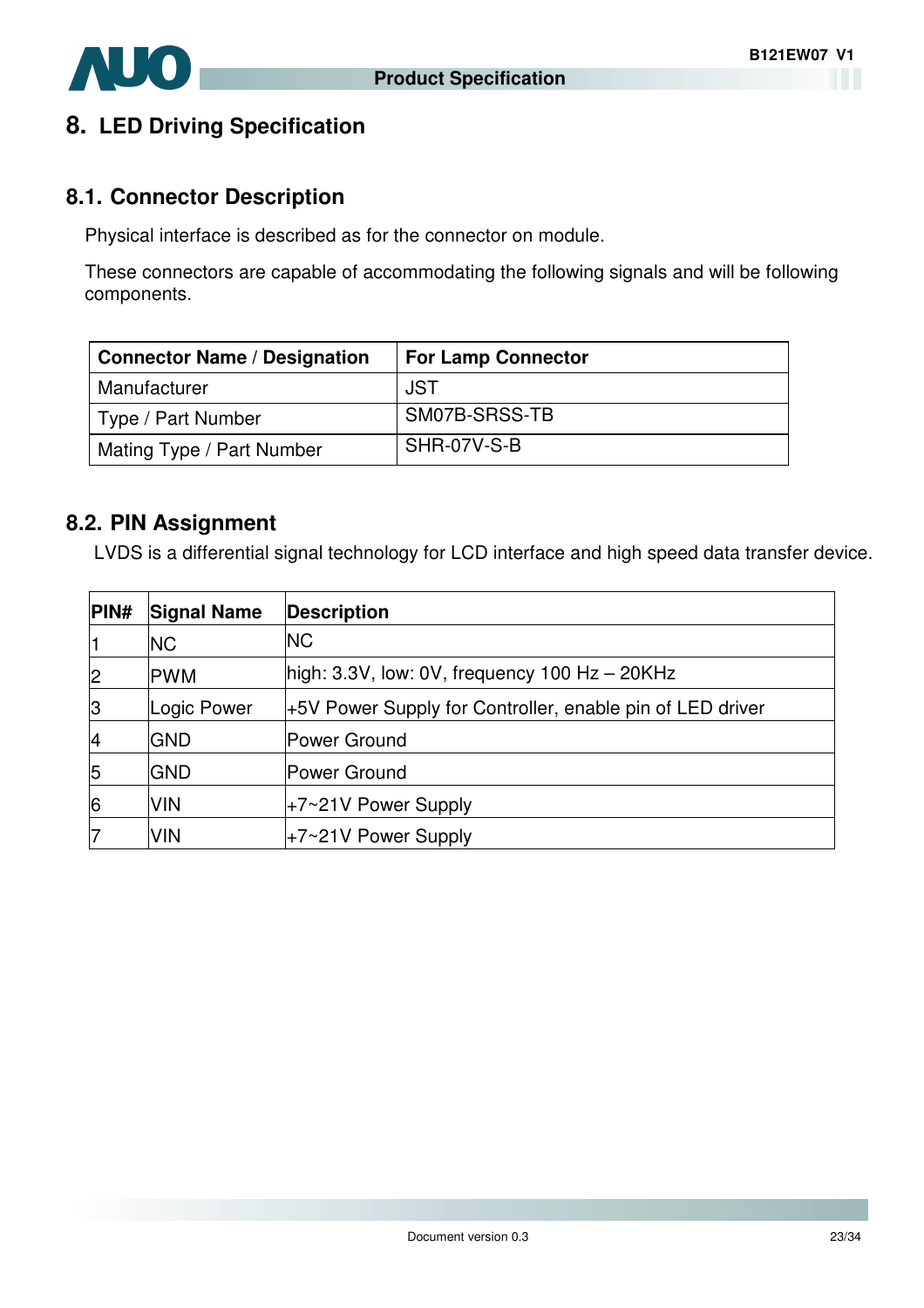# 8. LED Driving Specification

## 8.1. Connector Description

Physical interface is described as for the connector on module.

These connectors are capable of accommodating the following signals and will be following components.

| Connector Name / Designation | For Lamp Connector |
|---|---|
| Manufacturer | JST |
| Type / Part Number | SM07B-SRSS-TB |
| Mating Type / Part Number | SHR-07V-S-B |

## 8.2. PIN Assignment

LVDS is a differential signal technology for LCD interface and high speed data transfer device.

| PIN# | Signal Name | Description |
|---|---|---|
| 1 | NC | NC |
| 2 | PWM | high: 3.3V, low: 0V, frequency 100 Hz – 20KHz |
| 3 | Logic Power | +5V Power Supply for Controller, enable pin of LED driver |
| 4 | GND | Power Ground |
| 5 | GND | Power Ground |
| 6 | VIN | +7~21V Power Supply |
| 7 | VIN | +7~21V Power Supply |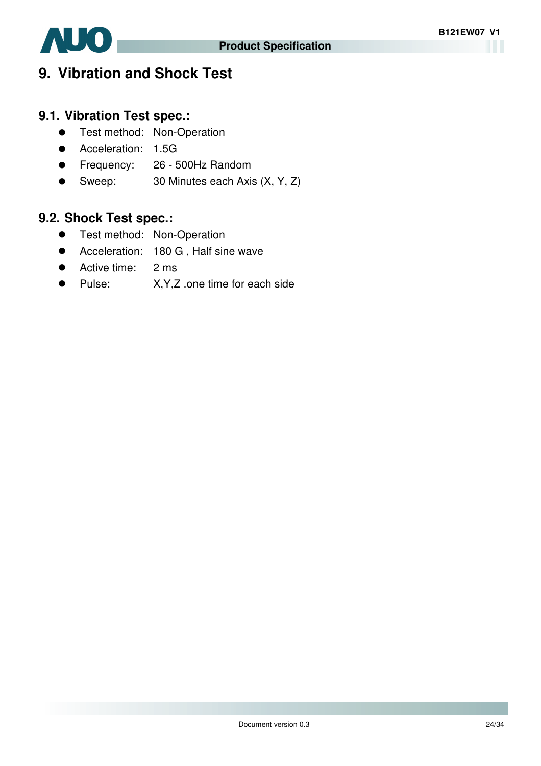# 9. Vibration and Shock Test

## 9.1. Vibration Test spec.:

- Test method: Non-Operation
- Acceleration: 1.5G
- Frequency: 26 - 500Hz Random
- Sweep: 30 Minutes each Axis (X, Y, Z)

## 9.2. Shock Test spec.:

- Test method: Non-Operation
- Acceleration: 180 G , Half sine wave
- Active time: 2 ms
- Pulse: X,Y,Z .one time for each side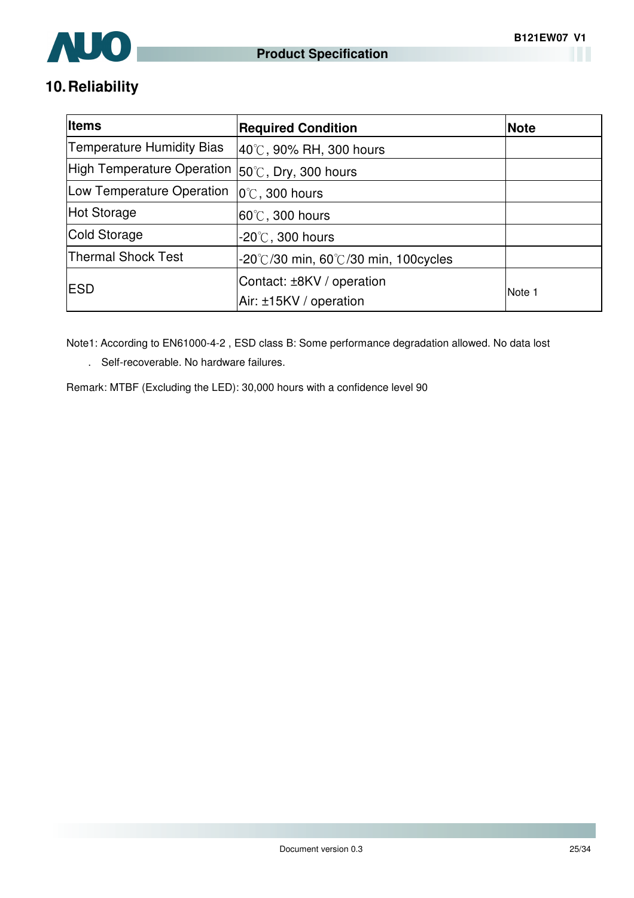## 10. Reliability

| Items | Required Condition | Note |
|---|---|---|
| Temperature Humidity Bias | 40℃, 90% RH, 300 hours | |
| High Temperature Operation | 50℃, Dry, 300 hours | |
| Low Temperature Operation | 0℃, 300 hours | |
| Hot Storage | 60℃, 300 hours | |
| Cold Storage | -20℃, 300 hours | |
| Thermal Shock Test | -20℃/30 min, 60℃/30 min, 100cycles | |
| ESD | Contact: ±8KV / operation<br>Air: ±15KV / operation | Note 1 |

Note1: According to EN61000-4-2 , ESD class B: Some performance degradation allowed. No data lost

. Self-recoverable. No hardware failures.

Remark: MTBF (Excluding the LED): 30,000 hours with a confidence level 90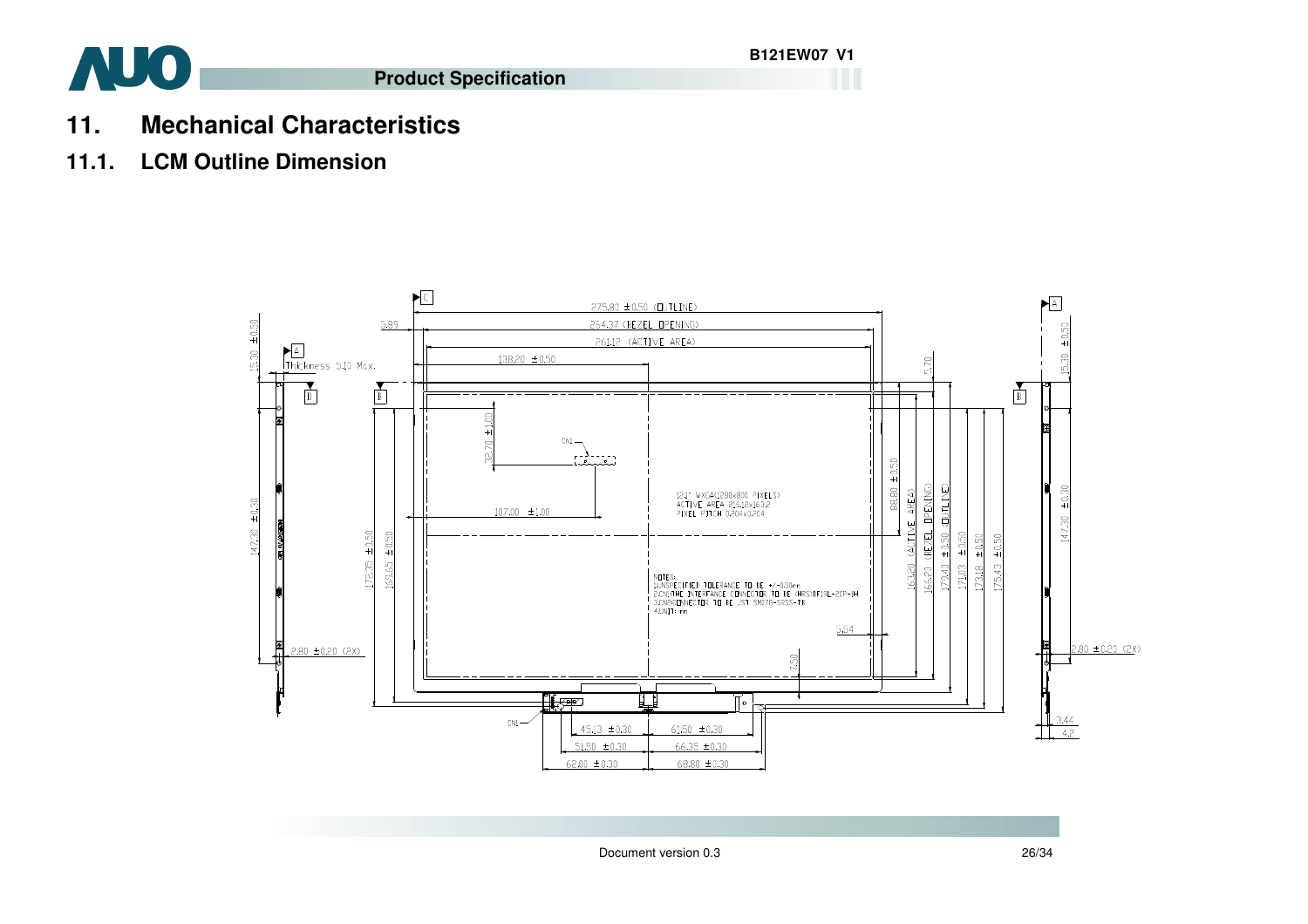## 11. Mechanical Characteristics

### 11.1. LCM Outline Dimension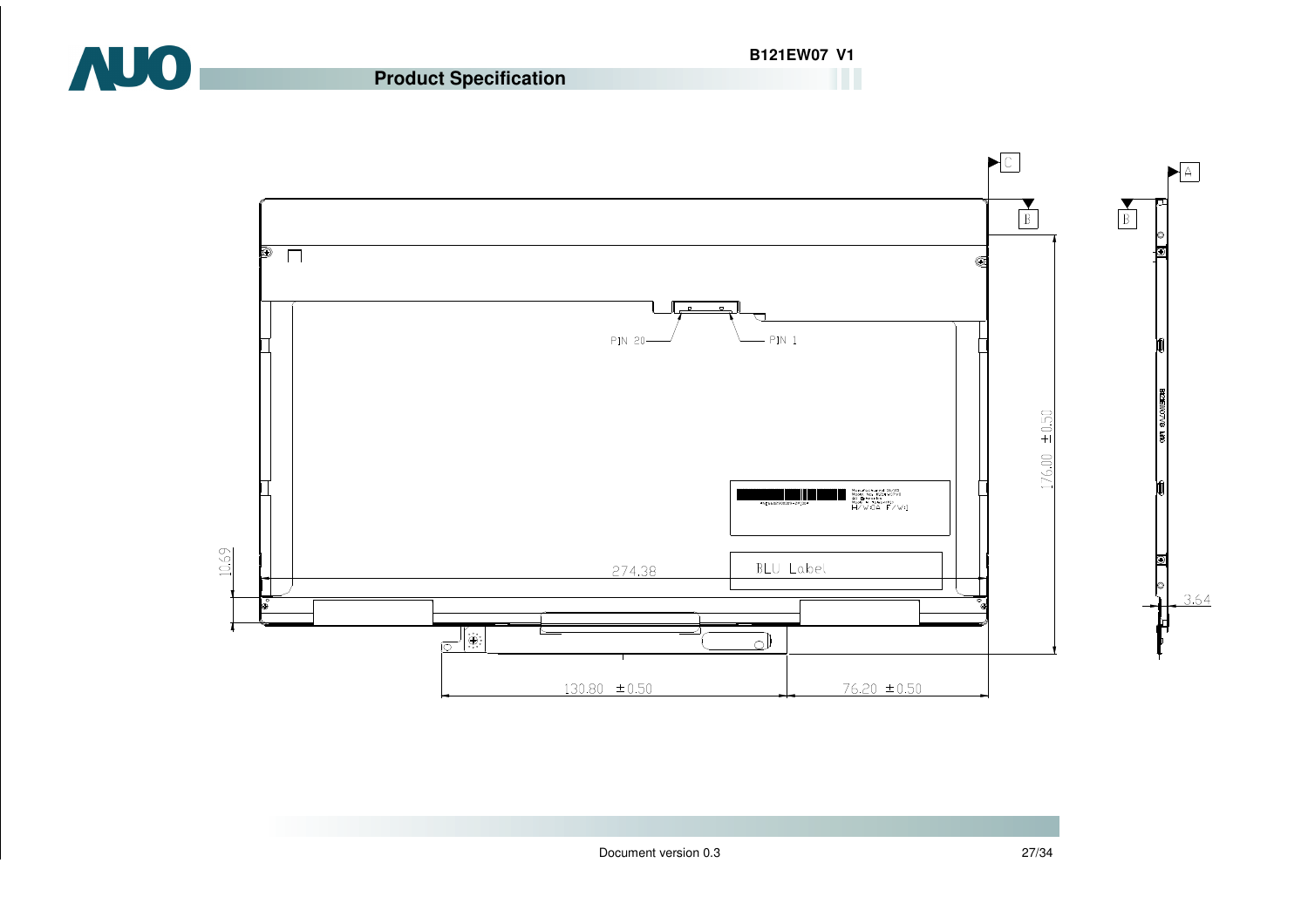PIN 20

PIN 1

274.38

10.69

176.00 ±0.50

130.80 ±0.50

76.20 ±0.50

3.64

BLU Label

A

B

C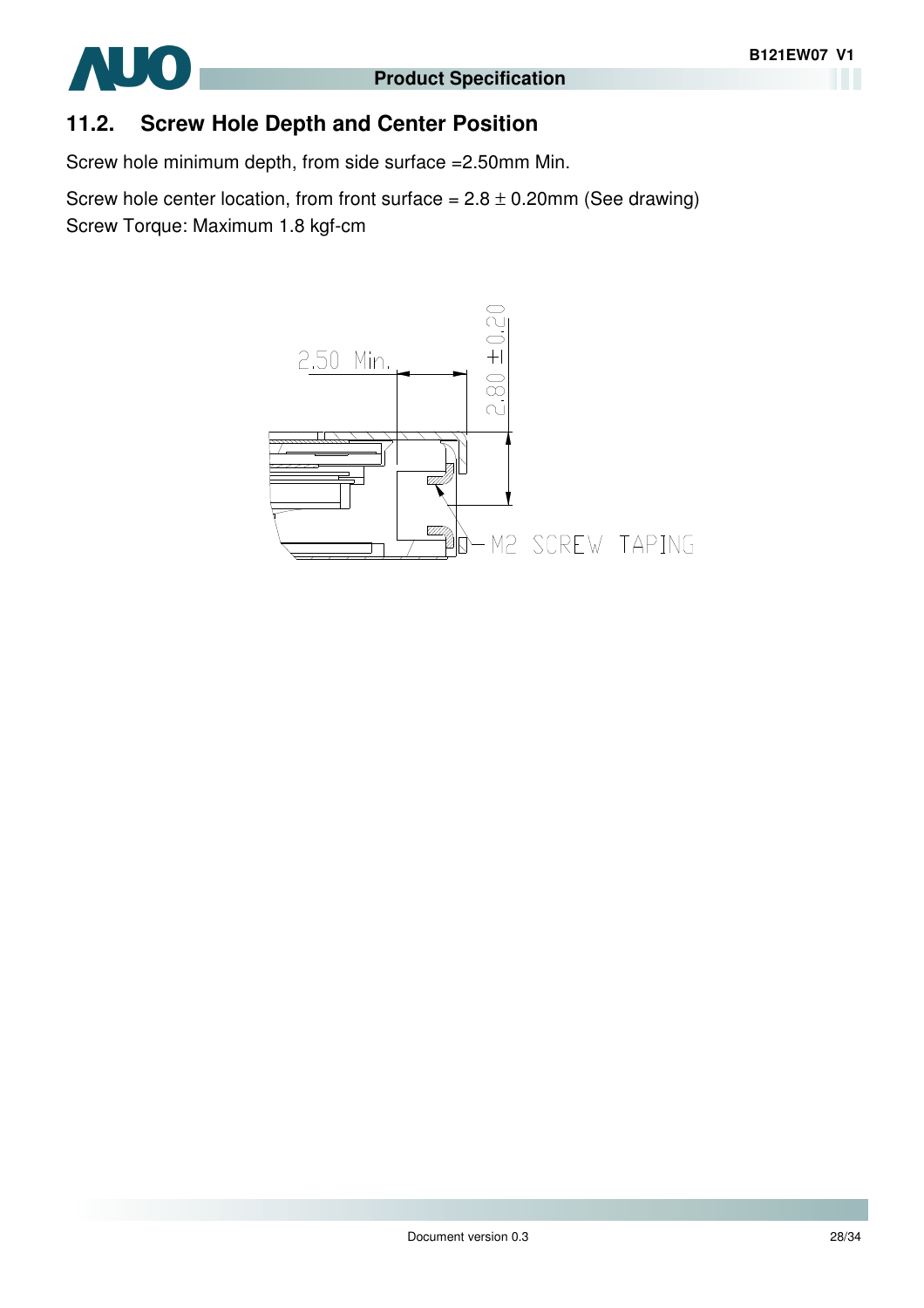## 11.2. Screw Hole Depth and Center Position

Screw hole minimum depth, from side surface =2.50mm Min.

Screw hole center location, from front surface = 2.8 ± 0.20mm (See drawing)
Screw Torque: Maximum 1.8 kgf-cm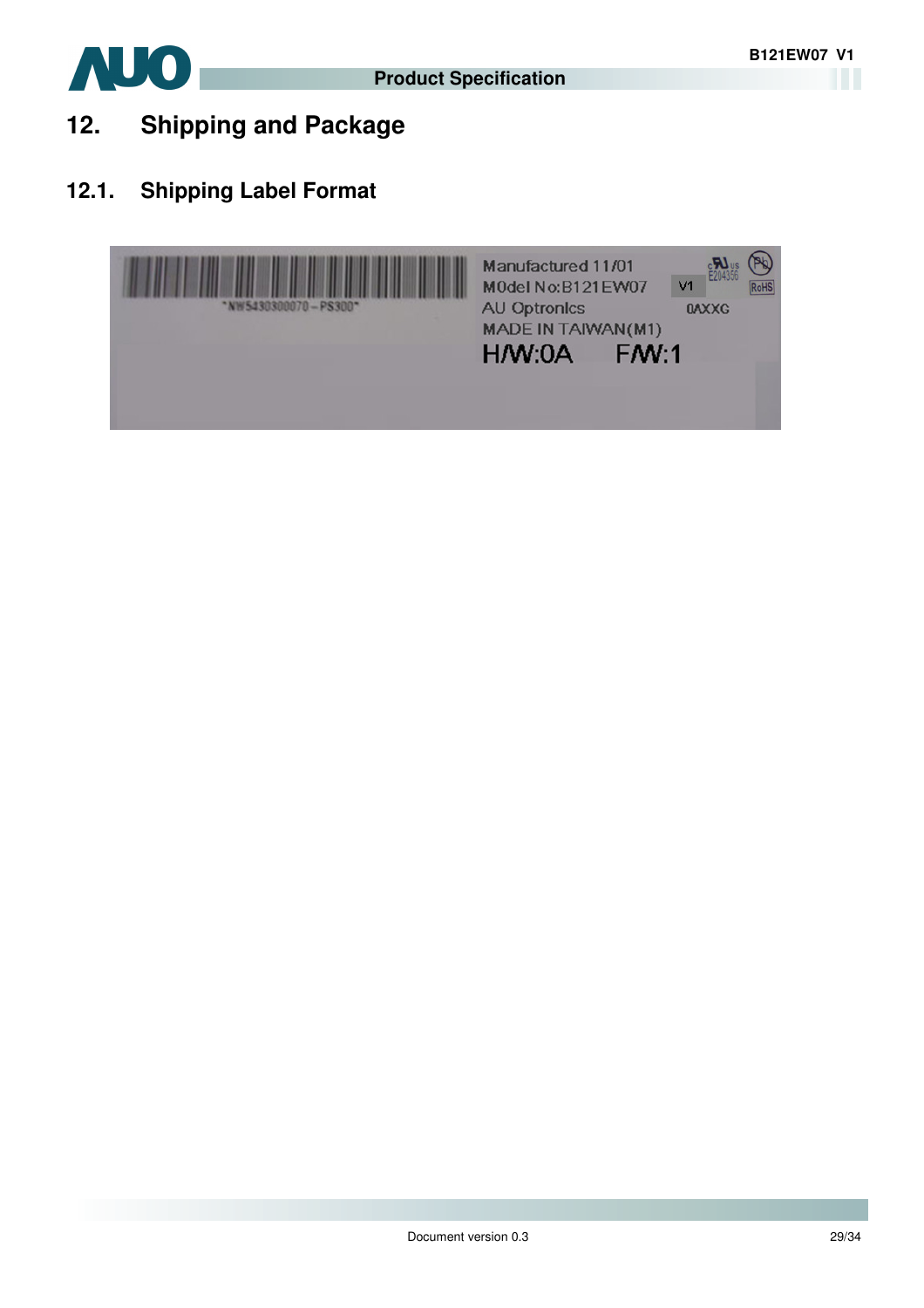# 12. Shipping and Package

## 12.1. Shipping Label Format

"NW5430300070 – PS300"

Manufactured 11/01
M0del No:B121EW07 V1
AU Optronics 0AXXG
MADE IN TAIWAN(M1)
H/W:0A F/W:1

E204356
RoHS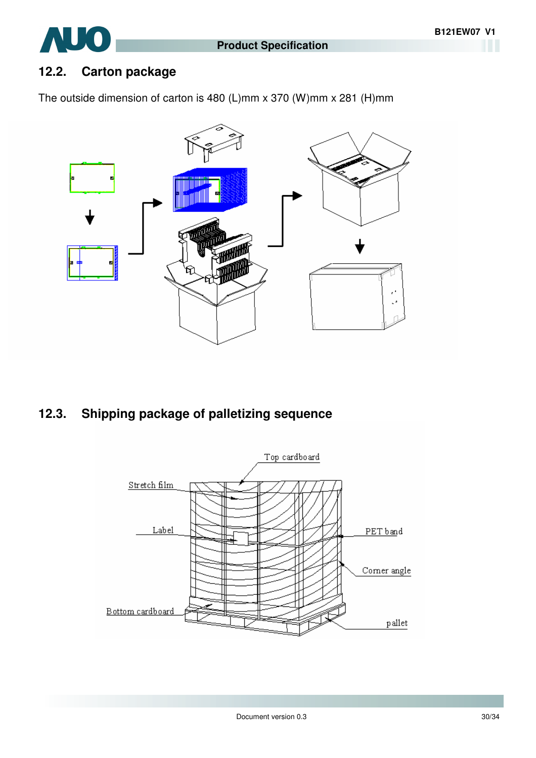## 12.2. Carton package

The outside dimension of carton is 480 (L)mm x 370 (W)mm x 281 (H)mm

## 12.3. Shipping package of palletizing sequence

Top cardboard

Stretch film

Label

PET band

Corner angle

Bottom cardboard

pallet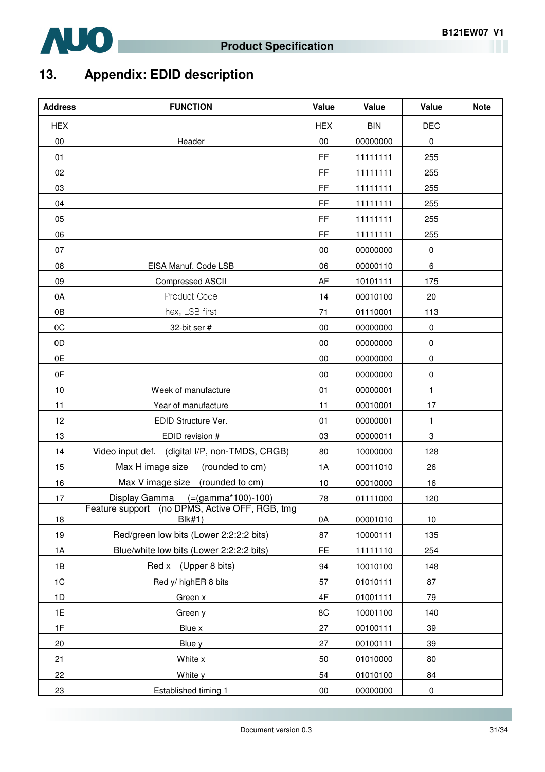## 13. Appendix: EDID description

| Address | FUNCTION | Value | Value | Value | Note |
|---|---|---|---|---|---|
| HEX | | HEX | BIN | DEC | |
| 00 | Header | 00 | 00000000 | 0 | |
| 01 | | FF | 11111111 | 255 | |
| 02 | | FF | 11111111 | 255 | |
| 03 | | FF | 11111111 | 255 | |
| 04 | | FF | 11111111 | 255 | |
| 05 | | FF | 11111111 | 255 | |
| 06 | | FF | 11111111 | 255 | |
| 07 | | 00 | 00000000 | 0 | |
| 08 | EISA Manuf. Code LSB | 06 | 00000110 | 6 | |
| 09 | Compressed ASCII | AF | 10101111 | 175 | |
| 0A | Product Code | 14 | 00010100 | 20 | |
| 0B | hex, LSB first | 71 | 01110001 | 113 | |
| 0C | 32-bit ser # | 00 | 00000000 | 0 | |
| 0D | | 00 | 00000000 | 0 | |
| 0E | | 00 | 00000000 | 0 | |
| 0F | | 00 | 00000000 | 0 | |
| 10 | Week of manufacture | 01 | 00000001 | 1 | |
| 11 | Year of manufacture | 11 | 00010001 | 17 | |
| 12 | EDID Structure Ver. | 01 | 00000001 | 1 | |
| 13 | EDID revision # | 03 | 00000011 | 3 | |
| 14 | Video input def. (digital I/P, non-TMDS, CRGB) | 80 | 10000000 | 128 | |
| 15 | Max H image size (rounded to cm) | 1A | 00011010 | 26 | |
| 16 | Max V image size (rounded to cm) | 10 | 00010000 | 16 | |
| 17 | Display Gamma (=(gamma*100)-100) | 78 | 01111000 | 120 | |
| 18 | Feature support (no DPMS, Active OFF, RGB, tmg Blk#1) | 0A | 00001010 | 10 | |
| 19 | Red/green low bits (Lower 2:2:2:2 bits) | 87 | 10000111 | 135 | |
| 1A | Blue/white low bits (Lower 2:2:2:2 bits) | FE | 11111110 | 254 | |
| 1B | Red x (Upper 8 bits) | 94 | 10010100 | 148 | |
| 1C | Red y/ highER 8 bits | 57 | 01010111 | 87 | |
| 1D | Green x | 4F | 01001111 | 79 | |
| 1E | Green y | 8C | 10001100 | 140 | |
| 1F | Blue x | 27 | 00100111 | 39 | |
| 20 | Blue y | 27 | 00100111 | 39 | |
| 21 | White x | 50 | 01010000 | 80 | |
| 22 | White y | 54 | 01010100 | 84 | |
| 23 | Established timing 1 | 00 | 00000000 | 0 | |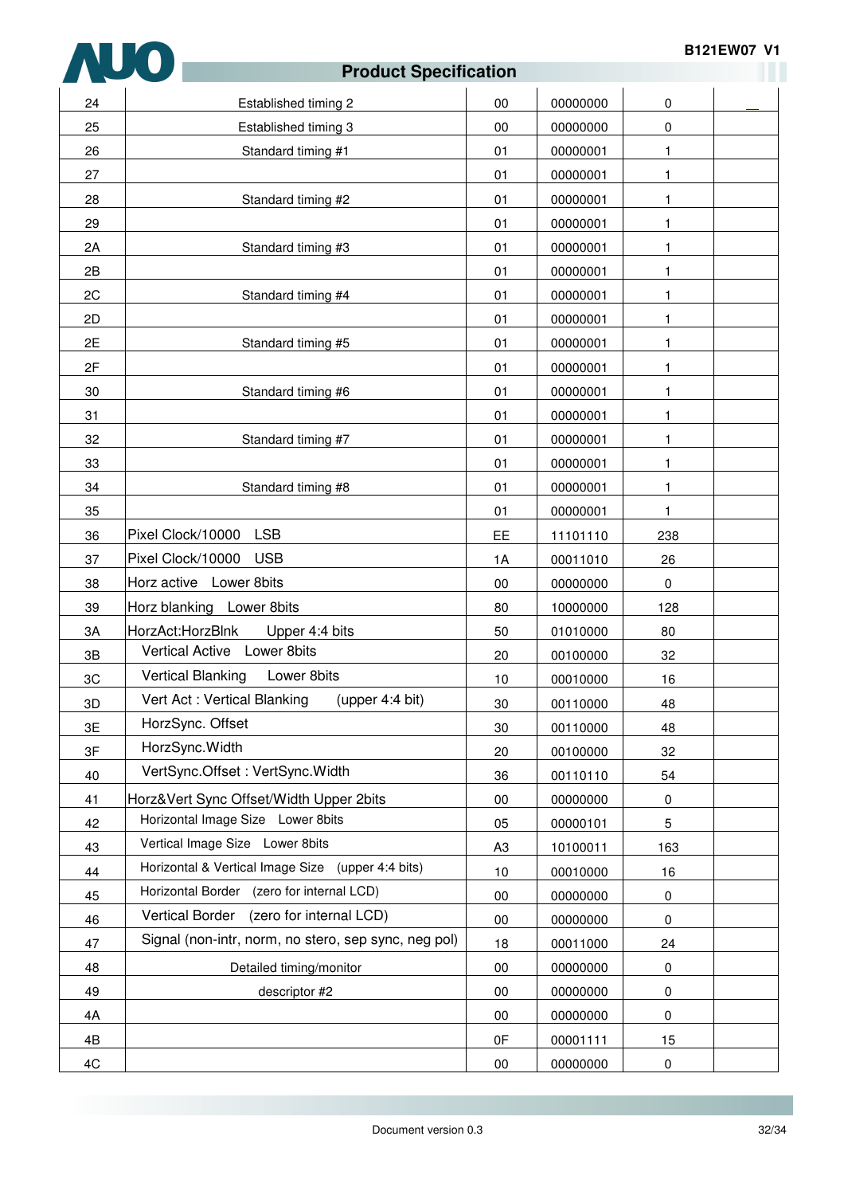| 24 | Established timing 2 | 00 | 00000000 | 0 | __ |
|---|---|---|---|---|---|
| 25 | Established timing 3 | 00 | 00000000 | 0 | |
| 26 | Standard timing #1 | 01 | 00000001 | 1 | |
| 27 | | 01 | 00000001 | 1 | |
| 28 | Standard timing #2 | 01 | 00000001 | 1 | |
| 29 | | 01 | 00000001 | 1 | |
| 2A | Standard timing #3 | 01 | 00000001 | 1 | |
| 2B | | 01 | 00000001 | 1 | |
| 2C | Standard timing #4 | 01 | 00000001 | 1 | |
| 2D | | 01 | 00000001 | 1 | |
| 2E | Standard timing #5 | 01 | 00000001 | 1 | |
| 2F | | 01 | 00000001 | 1 | |
| 30 | Standard timing #6 | 01 | 00000001 | 1 | |
| 31 | | 01 | 00000001 | 1 | |
| 32 | Standard timing #7 | 01 | 00000001 | 1 | |
| 33 | | 01 | 00000001 | 1 | |
| 34 | Standard timing #8 | 01 | 00000001 | 1 | |
| 35 | | 01 | 00000001 | 1 | |
| 36 | Pixel Clock/10000 LSB | EE | 11101110 | 238 | |
| 37 | Pixel Clock/10000 USB | 1A | 00011010 | 26 | |
| 38 | Horz active Lower 8bits | 00 | 00000000 | 0 | |
| 39 | Horz blanking Lower 8bits | 80 | 10000000 | 128 | |
| 3A | HorzAct:HorzBlnk Upper 4:4 bits | 50 | 01010000 | 80 | |
| 3B | Vertical Active Lower 8bits | 20 | 00100000 | 32 | |
| 3C | Vertical Blanking Lower 8bits | 10 | 00010000 | 16 | |
| 3D | Vert Act : Vertical Blanking (upper 4:4 bit) | 30 | 00110000 | 48 | |
| 3E | HorzSync. Offset | 30 | 00110000 | 48 | |
| 3F | HorzSync.Width | 20 | 00100000 | 32 | |
| 40 | VertSync.Offset : VertSync.Width | 36 | 00110110 | 54 | |
| 41 | Horz&Vert Sync Offset/Width Upper 2bits | 00 | 00000000 | 0 | |
| 42 | Horizontal Image Size Lower 8bits | 05 | 00000101 | 5 | |
| 43 | Vertical Image Size Lower 8bits | A3 | 10100011 | 163 | |
| 44 | Horizontal & Vertical Image Size (upper 4:4 bits) | 10 | 00010000 | 16 | |
| 45 | Horizontal Border (zero for internal LCD) | 00 | 00000000 | 0 | |
| 46 | Vertical Border (zero for internal LCD) | 00 | 00000000 | 0 | |
| 47 | Signal (non-intr, norm, no stero, sep sync, neg pol) | 18 | 00011000 | 24 | |
| 48 | Detailed timing/monitor | 00 | 00000000 | 0 | |
| 49 | descriptor #2 | 00 | 00000000 | 0 | |
| 4A | | 00 | 00000000 | 0 | |
| 4B | | 0F | 00001111 | 15 | |
| 4C | | 00 | 00000000 | 0 | |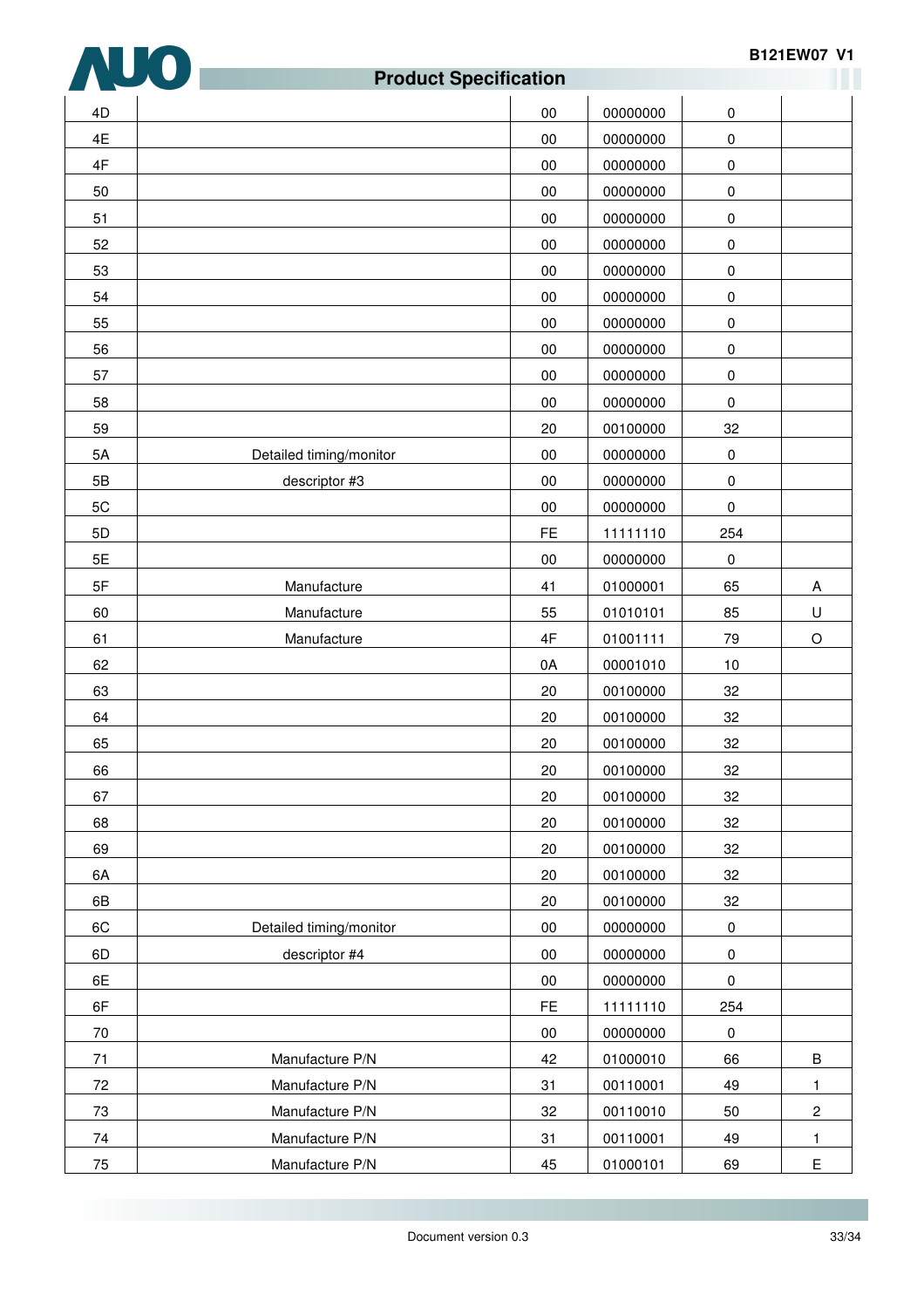| | | | | | |
|---|---|---|---|---|---|
| 4D | | 00 | 00000000 | 0 | |
| 4E | | 00 | 00000000 | 0 | |
| 4F | | 00 | 00000000 | 0 | |
| 50 | | 00 | 00000000 | 0 | |
| 51 | | 00 | 00000000 | 0 | |
| 52 | | 00 | 00000000 | 0 | |
| 53 | | 00 | 00000000 | 0 | |
| 54 | | 00 | 00000000 | 0 | |
| 55 | | 00 | 00000000 | 0 | |
| 56 | | 00 | 00000000 | 0 | |
| 57 | | 00 | 00000000 | 0 | |
| 58 | | 00 | 00000000 | 0 | |
| 59 | | 20 | 00100000 | 32 | |
| 5A | Detailed timing/monitor | 00 | 00000000 | 0 | |
| 5B | descriptor #3 | 00 | 00000000 | 0 | |
| 5C | | 00 | 00000000 | 0 | |
| 5D | | FE | 11111110 | 254 | |
| 5E | | 00 | 00000000 | 0 | |
| 5F | Manufacture | 41 | 01000001 | 65 | A |
| 60 | Manufacture | 55 | 01010101 | 85 | U |
| 61 | Manufacture | 4F | 01001111 | 79 | O |
| 62 | | 0A | 00001010 | 10 | |
| 63 | | 20 | 00100000 | 32 | |
| 64 | | 20 | 00100000 | 32 | |
| 65 | | 20 | 00100000 | 32 | |
| 66 | | 20 | 00100000 | 32 | |
| 67 | | 20 | 00100000 | 32 | |
| 68 | | 20 | 00100000 | 32 | |
| 69 | | 20 | 00100000 | 32 | |
| 6A | | 20 | 00100000 | 32 | |
| 6B | | 20 | 00100000 | 32 | |
| 6C | Detailed timing/monitor | 00 | 00000000 | 0 | |
| 6D | descriptor #4 | 00 | 00000000 | 0 | |
| 6E | | 00 | 00000000 | 0 | |
| 6F | | FE | 11111110 | 254 | |
| 70 | | 00 | 00000000 | 0 | |
| 71 | Manufacture P/N | 42 | 01000010 | 66 | B |
| 72 | Manufacture P/N | 31 | 00110001 | 49 | 1 |
| 73 | Manufacture P/N | 32 | 00110010 | 50 | 2 |
| 74 | Manufacture P/N | 31 | 00110001 | 49 | 1 |
| 75 | Manufacture P/N | 45 | 01000101 | 69 | E |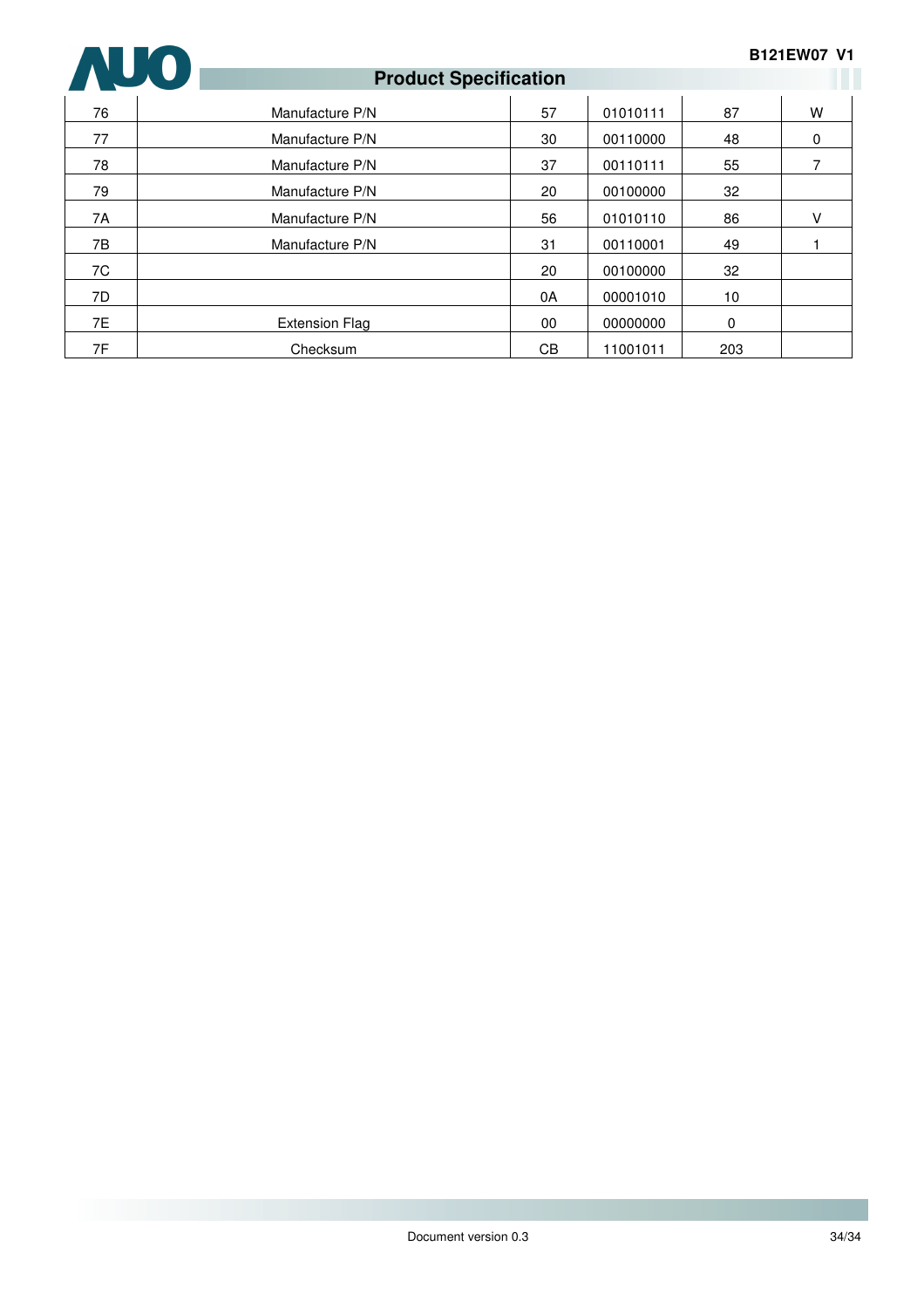| | | | | | |
|---|---|---|---|---|---|
| 76 | Manufacture P/N | 57 | 01010111 | 87 | W |
| 77 | Manufacture P/N | 30 | 00110000 | 48 | 0 |
| 78 | Manufacture P/N | 37 | 00110111 | 55 | 7 |
| 79 | Manufacture P/N | 20 | 00100000 | 32 | |
| 7A | Manufacture P/N | 56 | 01010110 | 86 | V |
| 7B | Manufacture P/N | 31 | 00110001 | 49 | 1 |
| 7C | | 20 | 00100000 | 32 | |
| 7D | | 0A | 00001010 | 10 | |
| 7E | Extension Flag | 00 | 00000000 | 0 | |
| 7F | Checksum | CB | 11001011 | 203 | |